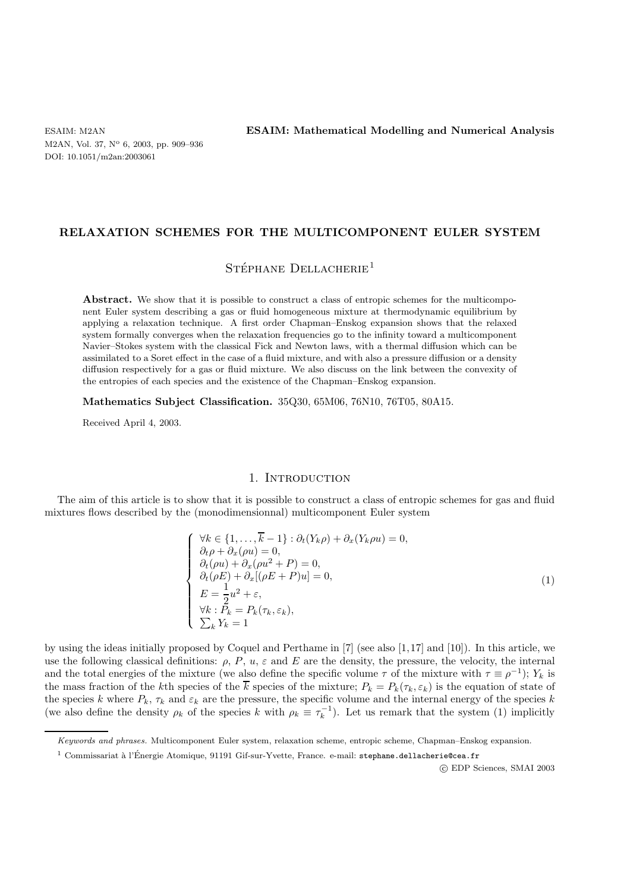# RELAXATION SCHEMES FOR THE MULTICOMPONENT EULER SYSTEM

Stéphane Dellacherie[1]

**Abstract.** We show that it is possible to construct a class of entropic schemes for the multicomponent Euler system describing a gas or fluid homogeneous mixture at thermodynamic equilibrium by applying a relaxation technique. A first order Chapman–Enskog expansion shows that the relaxed system formally converges when the relaxation frequencies go to the infinity toward a multicomponent Navier–Stokes system with the classical Fick and Newton laws, with a thermal diffusion which can be assimilated to a Soret effect in the case of a fluid mixture, and with also a pressure diffusion or a density diffusion respectively for a gas or fluid mixture. We also discuss on the link between the convexity of the entropies of each species and the existence of the Chapman–Enskog expansion.

**Mathematics Subject Classification.** 35Q30, 65M06, 76N10, 76T05, 80A15.

Received April 4, 2003.

## 1. Introduction

The aim of this article is to show that it is possible to construct a class of entropic schemes for gas and fluid mixtures flows described by the (monodimensionnal) multicomponent Euler system

$$
\left\{
\begin{array}{l}
\forall k \in \{1, \ldots, \overline{k}-1\} : \partial_t(Y_k\rho) + \partial_x(Y_k\rho u) = 0, \\
\partial_t\rho + \partial_x(\rho u) = 0, \\
\partial_t(\rho u) + \partial_x(\rho u^2 + P) = 0, \\
\partial_t(\rho E) + \partial_x[(\rho E + P)u] = 0, \\
E = \dfrac{1}{2}u^2 + \varepsilon, \\
\forall k : P_k = P_k(\tau_k, \varepsilon_k), \\
\sum_k Y_k = 1
\end{array}
\right.
\tag{1}
$$

by using the ideas initially proposed by Coquel and Perthame in [7] (see also [1,17] and [10]). In this article, we use the following classical definitions: $\rho$, $P$, $u$, $\varepsilon$ and $E$ are the density, the pressure, the velocity, the internal and the total energies of the mixture (we also define the specific volume $\tau$ of the mixture with $\tau \equiv \rho^{-1}$); $Y_k$ is the mass fraction of the $k$th species of the $\overline{k}$ species of the mixture; $P_k = P_k(\tau_k, \varepsilon_k)$ is the equation of state of the species $k$ where $P_k$, $\tau_k$ and $\varepsilon_k$ are the pressure, the specific volume and the internal energy of the species $k$ (we also define the density $\rho_k$ of the species $k$ with $\rho_k \equiv \tau_k^{-1}$). Let us remark that the system (1) implicitly

---

*Keywords and phrases.* Multicomponent Euler system, relaxation scheme, entropic scheme, Chapman–Enskog expansion.

[1] Commissariat à l'Énergie Atomique, 91191 Gif-sur-Yvette, France. e-mail: stephane.dellacherie@cea.fr

© EDP Sciences, SMAI 2003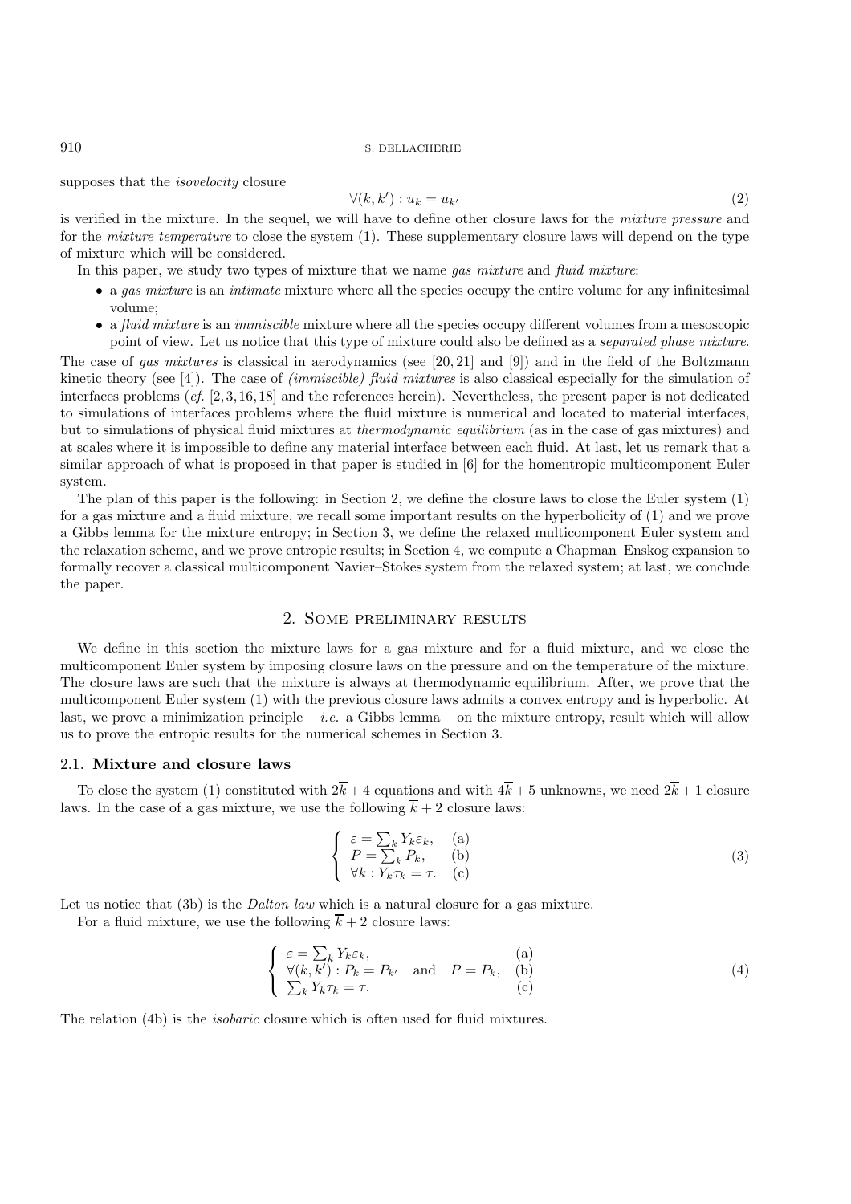supposes that the *isovelocity* closure

$$\forall (k,k') : u_k = u_{k'} \tag{2}$$

is verified in the mixture. In the sequel, we will have to define other closure laws for the *mixture pressure* and for the *mixture temperature* to close the system (1). These supplementary closure laws will depend on the type of mixture which will be considered.

In this paper, we study two types of mixture that we name *gas mixture* and *fluid mixture*:

- a *gas mixture* is an *intimate* mixture where all the species occupy the entire volume for any infinitesimal volume;
- a *fluid mixture* is an *immiscible* mixture where all the species occupy different volumes from a mesoscopic point of view. Let us notice that this type of mixture could also be defined as a *separated phase mixture*.

The case of *gas mixtures* is classical in aerodynamics (see [20, 21] and [9]) and in the field of the Boltzmann kinetic theory (see [4]). The case of *(immiscible) fluid mixtures* is also classical especially for the simulation of interfaces problems (*cf.* [2, 3, 16, 18] and the references herein). Nevertheless, the present paper is not dedicated to simulations of interfaces problems where the fluid mixture is numerical and located to material interfaces, but to simulations of physical fluid mixtures at *thermodynamic equilibrium* (as in the case of gas mixtures) and at scales where it is impossible to define any material interface between each fluid. At last, let us remark that a similar approach of what is proposed in that paper is studied in [6] for the homentropic multicomponent Euler system.

The plan of this paper is the following: in Section 2, we define the closure laws to close the Euler system (1) for a gas mixture and a fluid mixture, we recall some important results on the hyperbolicity of (1) and we prove a Gibbs lemma for the mixture entropy; in Section 3, we define the relaxed multicomponent Euler system and the relaxation scheme, and we prove entropic results; in Section 4, we compute a Chapman–Enskog expansion to formally recover a classical multicomponent Navier–Stokes system from the relaxed system; at last, we conclude the paper.

## 2. Some preliminary results

We define in this section the mixture laws for a gas mixture and for a fluid mixture, and we close the multicomponent Euler system by imposing closure laws on the pressure and on the temperature of the mixture. The closure laws are such that the mixture is always at thermodynamic equilibrium. After, we prove that the multicomponent Euler system (1) with the previous closure laws admits a convex entropy and is hyperbolic. At last, we prove a minimization principle – *i.e.* a Gibbs lemma – on the mixture entropy, result which will allow us to prove the entropic results for the numerical schemes in Section 3.

### 2.1. Mixture and closure laws

To close the system (1) constituted with $2\overline{k}+4$ equations and with $4\overline{k}+5$ unknowns, we need $2\overline{k}+1$ closure laws. In the case of a gas mixture, we use the following $\overline{k}+2$ closure laws:

$$\begin{cases} \varepsilon = \sum_k Y_k \varepsilon_k, & \text{(a)} \\ P = \sum_k P_k, & \text{(b)} \\ \forall k : Y_k \tau_k = \tau. & \text{(c)} \end{cases} \tag{3}$$

Let us notice that (3b) is the *Dalton law* which is a natural closure for a gas mixture.

For a fluid mixture, we use the following $\overline{k}+2$ closure laws:

$$\begin{cases} \varepsilon = \sum_k Y_k \varepsilon_k, & \text{(a)} \\ \forall (k,k') : P_k = P_{k'} \quad \text{and} \quad P = P_k, & \text{(b)} \\ \sum_k Y_k \tau_k = \tau. & \text{(c)} \end{cases} \tag{4}$$

The relation (4b) is the *isobaric* closure which is often used for fluid mixtures.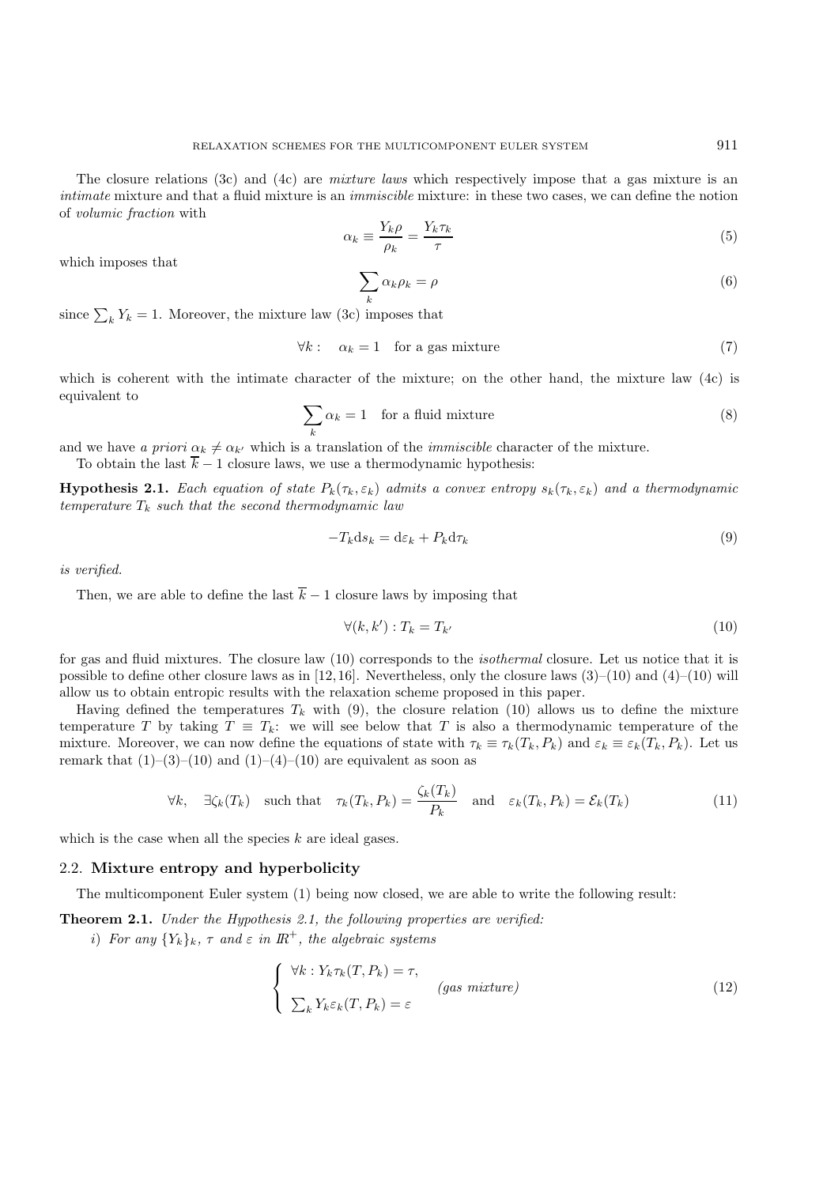The closure relations (3c) and (4c) are *mixture laws* which respectively impose that a gas mixture is an *intimate* mixture and that a fluid mixture is an *immiscible* mixture: in these two cases, we can define the notion of *volumic fraction* with

$$\alpha_k \equiv \frac{Y_k \rho}{\rho_k} = \frac{Y_k \tau_k}{\tau} \tag{5}$$

which imposes that

$$\sum_k \alpha_k \rho_k = \rho \tag{6}$$

since $\sum_k Y_k = 1$. Moreover, the mixture law (3c) imposes that

$$\forall k : \quad \alpha_k = 1 \quad \text{for a gas mixture} \tag{7}$$

which is coherent with the intimate character of the mixture; on the other hand, the mixture law (4c) is equivalent to

$$\sum_k \alpha_k = 1 \quad \text{for a fluid mixture} \tag{8}$$

and we have *a priori* $\alpha_k \neq \alpha_{k'}$ which is a translation of the *immiscible* character of the mixture.

To obtain the last $\overline{k} - 1$ closure laws, we use a thermodynamic hypothesis:

**Hypothesis 2.1.** *Each equation of state $P_k(\tau_k, \varepsilon_k)$ admits a convex entropy $s_k(\tau_k, \varepsilon_k)$ and a thermodynamic temperature $T_k$ such that the second thermodynamic law*

$$-T_k \mathrm{d}s_k = \mathrm{d}\varepsilon_k + P_k \mathrm{d}\tau_k \tag{9}$$

*is verified.*

Then, we are able to define the last $\overline{k} - 1$ closure laws by imposing that

$$\forall (k, k') : T_k = T_{k'} \tag{10}$$

for gas and fluid mixtures. The closure law (10) corresponds to the *isothermal* closure. Let us notice that it is possible to define other closure laws as in [12,16]. Nevertheless, only the closure laws (3)–(10) and (4)–(10) will allow us to obtain entropic results with the relaxation scheme proposed in this paper.

Having defined the temperatures $T_k$ with (9), the closure relation (10) allows us to define the mixture temperature $T$ by taking $T \equiv T_k$: we will see below that $T$ is also a thermodynamic temperature of the mixture. Moreover, we can now define the equations of state with $\tau_k \equiv \tau_k(T_k, P_k)$ and $\varepsilon_k \equiv \varepsilon_k(T_k, P_k)$. Let us remark that (1)–(3)–(10) and (1)–(4)–(10) are equivalent as soon as

$$\forall k, \quad \exists \zeta_k(T_k) \quad \text{such that} \quad \tau_k(T_k, P_k) = \frac{\zeta_k(T_k)}{P_k} \quad \text{and} \quad \varepsilon_k(T_k, P_k) = \mathcal{E}_k(T_k) \tag{11}$$

which is the case when all the species $k$ are ideal gases.

## 2.2. Mixture entropy and hyperbolicity

The multicomponent Euler system (1) being now closed, we are able to write the following result:

**Theorem 2.1.** *Under the Hypothesis 2.1, the following properties are verified:*

*i) For any $\{Y_k\}_k$, $\tau$ and $\varepsilon$ in $I\!R^+$, the algebraic systems*

$$\left\{ \begin{array}{l} \forall k : Y_k \tau_k(T, P_k) = \tau, \\ \sum_k Y_k \varepsilon_k(T, P_k) = \varepsilon \end{array} \right. \quad \textit{(gas mixture)} \tag{12}$$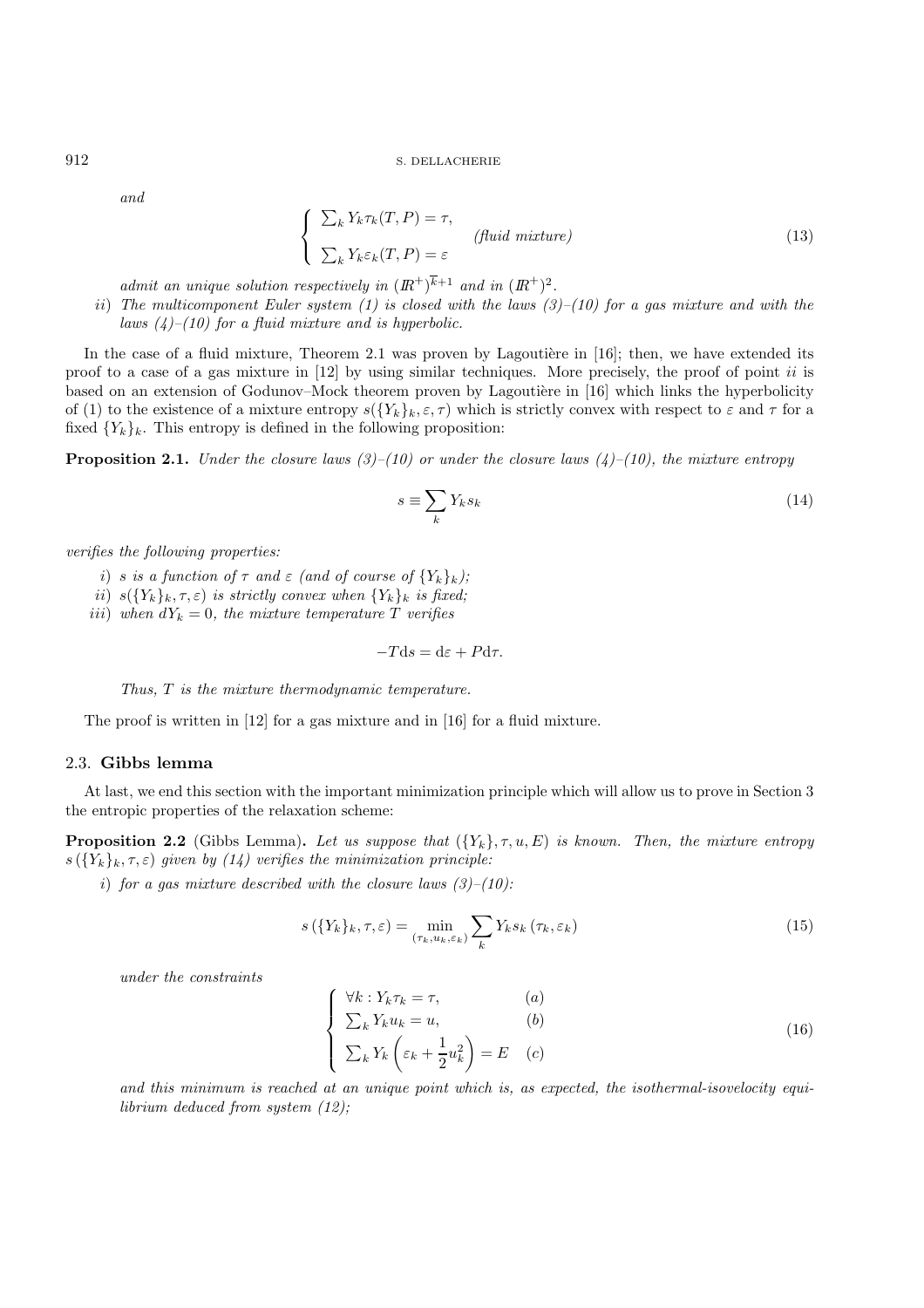*and*

$$
\left\{
\begin{array}{l}
\sum_k Y_k \tau_k(T,P) = \tau, \\
\sum_k Y_k \varepsilon_k(T,P) = \varepsilon
\end{array}
\right.
\quad \textit{(fluid mixture)}
\tag{13}
$$

*admit an unique solution respectively in* $(\mathbb{R}^+)^{\overline{k}+1}$ *and in* $(\mathbb{R}^+)^2$.

*ii) The multicomponent Euler system (1) is closed with the laws (3)–(10) for a gas mixture and with the laws (4)–(10) for a fluid mixture and is hyperbolic.*

In the case of a fluid mixture, Theorem 2.1 was proven by Lagoutière in [16]; then, we have extended its proof to a case of a gas mixture in [12] by using similar techniques. More precisely, the proof of point *ii* is based on an extension of Godunov–Mock theorem proven by Lagoutière in [16] which links the hyperbolicity of (1) to the existence of a mixture entropy $s(\{Y_k\}_k, \varepsilon, \tau)$ which is strictly convex with respect to $\varepsilon$ and $\tau$ for a fixed $\{Y_k\}_k$. This entropy is defined in the following proposition:

**Proposition 2.1.** *Under the closure laws (3)–(10) or under the closure laws (4)–(10), the mixture entropy*

$$
s \equiv \sum_k Y_k s_k
\tag{14}
$$

*verifies the following properties:*

*i) s is a function of* $\tau$ *and* $\varepsilon$ *(and of course of* $\{Y_k\}_k$*);*

*ii)* $s(\{Y_k\}_k, \tau, \varepsilon)$ *is strictly convex when* $\{Y_k\}_k$ *is fixed;*

*iii) when* $dY_k = 0$*, the mixture temperature* $T$ *verifies*

$$
-T\mathrm{d}s = \mathrm{d}\varepsilon + P\mathrm{d}\tau.
$$

*Thus,* $T$ *is the mixture thermodynamic temperature.*

The proof is written in [12] for a gas mixture and in [16] for a fluid mixture.

### 2.3. Gibbs lemma

At last, we end this section with the important minimization principle which will allow us to prove in Section 3 the entropic properties of the relaxation scheme:

**Proposition 2.2** (Gibbs Lemma)**.** *Let us suppose that* $(\{Y_k\}, \tau, u, E)$ *is known. Then, the mixture entropy* $s\left(\{Y_k\}_k, \tau, \varepsilon\right)$ *given by (14) verifies the minimization principle:*

*i) for a gas mixture described with the closure laws (3)–(10):*

$$
s\left(\{Y_k\}_k, \tau, \varepsilon\right) = \min_{(\tau_k, u_k, \varepsilon_k)} \sum_k Y_k s_k\left(\tau_k, \varepsilon_k\right)
\tag{15}
$$

*under the constraints*

$$
\left\{
\begin{array}{ll}
\forall k : Y_k \tau_k = \tau, & (a) \\
\sum_k Y_k u_k = u, & (b) \\
\sum_k Y_k \left(\varepsilon_k + \dfrac{1}{2}u_k^2\right) = E & (c)
\end{array}
\right.
\tag{16}
$$

*and this minimum is reached at an unique point which is, as expected, the isothermal-isovelocity equilibrium deduced from system (12);*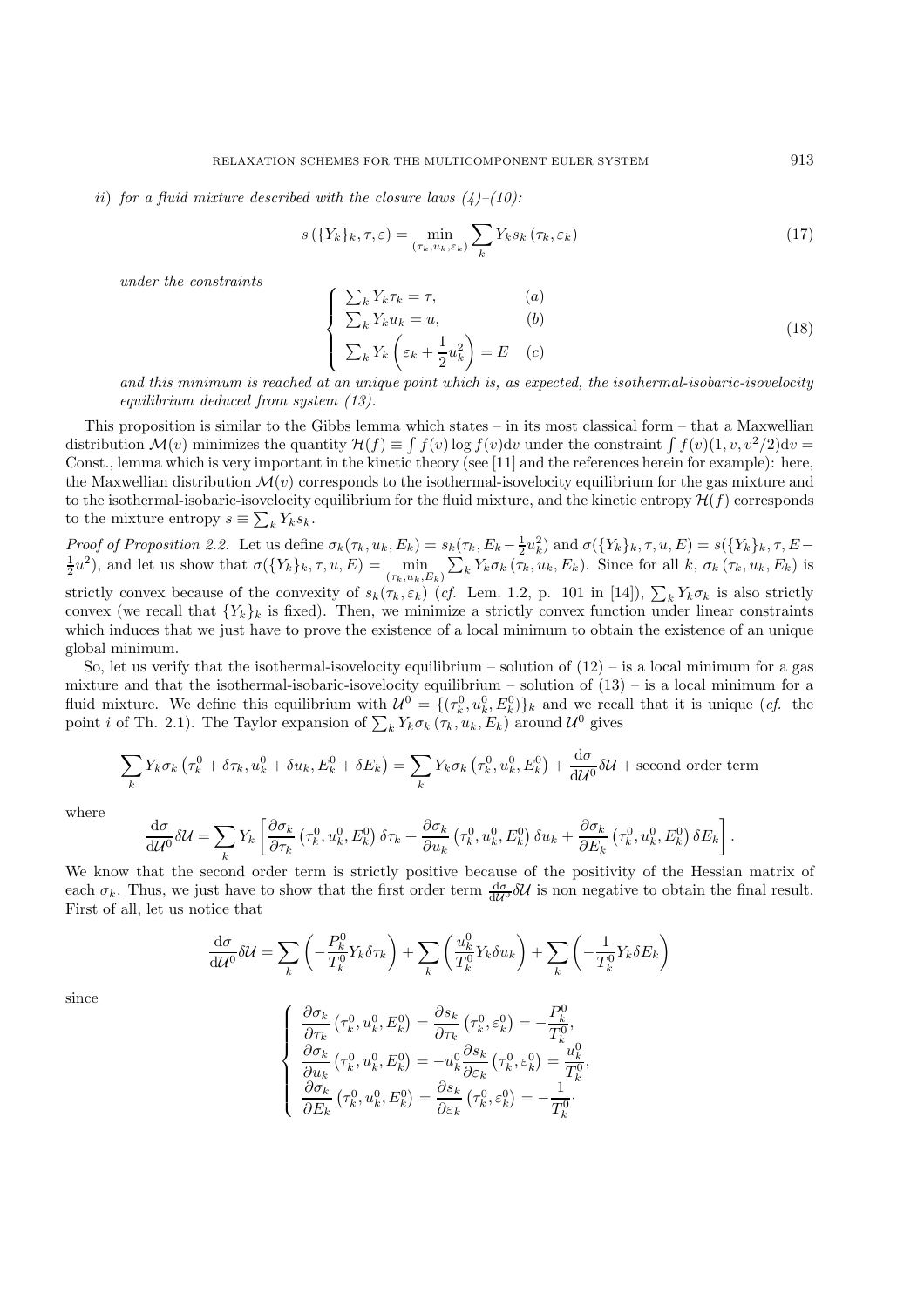*ii*) *for a fluid mixture described with the closure laws (4)–(10):*

$$s\left(\{Y_k\}_k, \tau, \varepsilon\right) = \min_{(\tau_k, u_k, \varepsilon_k)} \sum_k Y_k s_k\left(\tau_k, \varepsilon_k\right) \tag{17}$$

*under the constraints*

$$\left\{\begin{array}{ll} \sum_k Y_k \tau_k = \tau, & (a) \\ \sum_k Y_k u_k = u, & (b) \\ \sum_k Y_k\left(\varepsilon_k + \dfrac{1}{2}u_k^2\right) = E & (c) \end{array}\right. \tag{18}$$

*and this minimum is reached at an unique point which is, as expected, the isothermal-isobaric-isovelocity equilibrium deduced from system (13).*

This proposition is similar to the Gibbs lemma which states – in its most classical form – that a Maxwellian distribution $\mathcal{M}(v)$ minimizes the quantity $\mathcal{H}(f) \equiv \int f(v) \log f(v) \mathrm{d}v$ under the constraint $\int f(v)(1, v, v^2/2)\mathrm{d}v =$ Const., lemma which is very important in the kinetic theory (see [11] and the references herein for example): here, the Maxwellian distribution $\mathcal{M}(v)$ corresponds to the isothermal-isovelocity equilibrium for the gas mixture and to the isothermal-isobaric-isovelocity equilibrium for the fluid mixture, and the kinetic entropy $\mathcal{H}(f)$ corresponds to the mixture entropy $s \equiv \sum_k Y_k s_k$.

*Proof of Proposition 2.2.* Let us define $\sigma_k(\tau_k, u_k, E_k) = s_k(\tau_k, E_k - \frac{1}{2}u_k^2)$ and $\sigma(\{Y_k\}_k, \tau, u, E) = s(\{Y_k\}_k, \tau, E - \frac{1}{2}u^2)$, and let us show that $\sigma(\{Y_k\}_k, \tau, u, E) = \min_{(\tau_k, u_k, E_k)} \sum_k Y_k \sigma_k\left(\tau_k, u_k, E_k\right)$. Since for all $k$, $\sigma_k\left(\tau_k, u_k, E_k\right)$ is strictly convex because of the convexity of $s_k(\tau_k, \varepsilon_k)$ (*cf.* Lem. 1.2, p. 101 in [14]), $\sum_k Y_k \sigma_k$ is also strictly convex (we recall that $\{Y_k\}_k$ is fixed). Then, we minimize a strictly convex function under linear constraints which induces that we just have to prove the existence of a local minimum to obtain the existence of an unique global minimum.

So, let us verify that the isothermal-isovelocity equilibrium – solution of (12) – is a local minimum for a gas mixture and that the isothermal-isobaric-isovelocity equilibrium – solution of (13) – is a local minimum for a fluid mixture. We define this equilibrium with $\mathcal{U}^0 = \{(\tau_k^0, u_k^0, E_k^0)\}_k$ and we recall that it is unique (*cf.* the point *i* of Th. 2.1). The Taylor expansion of $\sum_k Y_k \sigma_k\left(\tau_k, u_k, E_k\right)$ around $\mathcal{U}^0$ gives

$$\sum_k Y_k \sigma_k\left(\tau_k^0 + \delta\tau_k, u_k^0 + \delta u_k, E_k^0 + \delta E_k\right) = \sum_k Y_k \sigma_k\left(\tau_k^0, u_k^0, E_k^0\right) + \frac{\mathrm{d}\sigma}{\mathrm{d}\mathcal{U}^0}\delta\mathcal{U} + \text{second order term}$$

where

$$\frac{\mathrm{d}\sigma}{\mathrm{d}\mathcal{U}^0}\delta\mathcal{U} = \sum_k Y_k\left[\frac{\partial\sigma_k}{\partial\tau_k}\left(\tau_k^0, u_k^0, E_k^0\right)\delta\tau_k + \frac{\partial\sigma_k}{\partial u_k}\left(\tau_k^0, u_k^0, E_k^0\right)\delta u_k + \frac{\partial\sigma_k}{\partial E_k}\left(\tau_k^0, u_k^0, E_k^0\right)\delta E_k\right].$$

We know that the second order term is strictly positive because of the positivity of the Hessian matrix of each $\sigma_k$. Thus, we just have to show that the first order term $\frac{\mathrm{d}\sigma}{\mathrm{d}\mathcal{U}^0}\delta\mathcal{U}$ is non negative to obtain the final result. First of all, let us notice that

$$\frac{\mathrm{d}\sigma}{\mathrm{d}\mathcal{U}^0}\delta\mathcal{U} = \sum_k\left(-\frac{P_k^0}{T_k^0}Y_k\delta\tau_k\right) + \sum_k\left(\frac{u_k^0}{T_k^0}Y_k\delta u_k\right) + \sum_k\left(-\frac{1}{T_k^0}Y_k\delta E_k\right)$$

since

$$\left\{\begin{array}{l} \dfrac{\partial\sigma_k}{\partial\tau_k}\left(\tau_k^0, u_k^0, E_k^0\right) = \dfrac{\partial s_k}{\partial\tau_k}\left(\tau_k^0, \varepsilon_k^0\right) = -\dfrac{P_k^0}{T_k^0}, \\ \dfrac{\partial\sigma_k}{\partial u_k}\left(\tau_k^0, u_k^0, E_k^0\right) = -u_k^0\dfrac{\partial s_k}{\partial\varepsilon_k}\left(\tau_k^0, \varepsilon_k^0\right) = \dfrac{u_k^0}{T_k^0}, \\ \dfrac{\partial\sigma_k}{\partial E_k}\left(\tau_k^0, u_k^0, E_k^0\right) = \dfrac{\partial s_k}{\partial\varepsilon_k}\left(\tau_k^0, \varepsilon_k^0\right) = -\dfrac{1}{T_k^0}. \end{array}\right.$$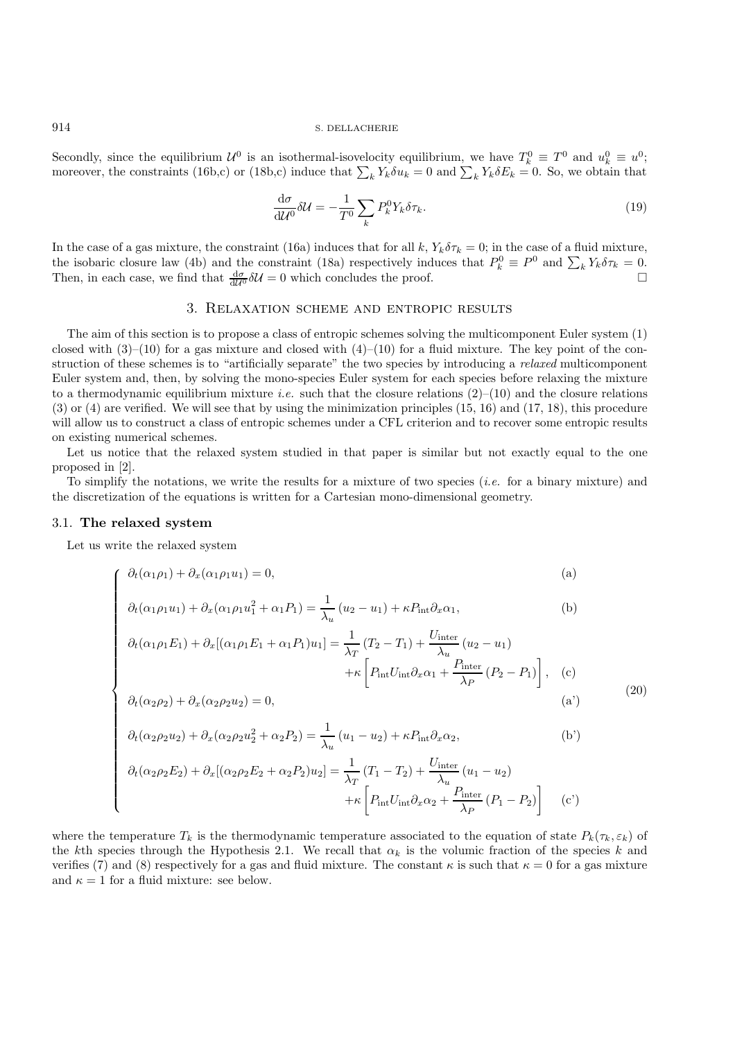Secondly, since the equilibrium $\mathcal{U}^0$ is an isothermal-isovelocity equilibrium, we have $T_k^0 \equiv T^0$ and $u_k^0 \equiv u^0$; moreover, the constraints (16b,c) or (18b,c) induce that $\sum_k Y_k \delta u_k = 0$ and $\sum_k Y_k \delta E_k = 0$. So, we obtain that

$$\frac{\mathrm{d}\sigma}{\mathrm{d}\mathcal{U}^0}\delta\mathcal{U} = -\frac{1}{T^0}\sum_k P_k^0 Y_k \delta\tau_k. \tag{19}$$

In the case of a gas mixture, the constraint (16a) induces that for all $k$, $Y_k\delta\tau_k = 0$; in the case of a fluid mixture, the isobaric closure law (4b) and the constraint (18a) respectively induces that $P_k^0 \equiv P^0$ and $\sum_k Y_k \delta\tau_k = 0$. Then, in each case, we find that $\frac{\mathrm{d}\sigma}{\mathrm{d}\mathcal{U}^0}\delta\mathcal{U} = 0$ which concludes the proof. □

## 3. Relaxation scheme and entropic results

The aim of this section is to propose a class of entropic schemes solving the multicomponent Euler system (1) closed with (3)–(10) for a gas mixture and closed with (4)–(10) for a fluid mixture. The key point of the construction of these schemes is to "artificially separate" the two species by introducing a *relaxed* multicomponent Euler system and, then, by solving the mono-species Euler system for each species before relaxing the mixture to a thermodynamic equilibrium mixture *i.e.* such that the closure relations (2)–(10) and the closure relations (3) or (4) are verified. We will see that by using the minimization principles (15, 16) and (17, 18), this procedure will allow us to construct a class of entropic schemes under a CFL criterion and to recover some entropic results on existing numerical schemes.

Let us notice that the relaxed system studied in that paper is similar but not exactly equal to the one proposed in [2].

To simplify the notations, we write the results for a mixture of two species (*i.e.* for a binary mixture) and the discretization of the equations is written for a Cartesian mono-dimensional geometry.

### 3.1. The relaxed system

Let us write the relaxed system

$$\left\{\begin{aligned}
&\partial_t(\alpha_1\rho_1) + \partial_x(\alpha_1\rho_1 u_1) = 0, && \text{(a)}\\
&\partial_t(\alpha_1\rho_1 u_1) + \partial_x(\alpha_1\rho_1 u_1^2 + \alpha_1 P_1) = \frac{1}{\lambda_u}(u_2 - u_1) + \kappa P_{\mathrm{int}}\partial_x\alpha_1, && \text{(b)}\\
&\partial_t(\alpha_1\rho_1 E_1) + \partial_x[(\alpha_1\rho_1 E_1 + \alpha_1 P_1)u_1] = \frac{1}{\lambda_T}(T_2 - T_1) + \frac{U_{\mathrm{inter}}}{\lambda_u}(u_2 - u_1)\\
&\qquad\qquad + \kappa\left[P_{\mathrm{int}}U_{\mathrm{int}}\partial_x\alpha_1 + \frac{P_{\mathrm{inter}}}{\lambda_P}(P_2 - P_1)\right], && \text{(c)}\\
&\partial_t(\alpha_2\rho_2) + \partial_x(\alpha_2\rho_2 u_2) = 0, && \text{(a')}\\
&\partial_t(\alpha_2\rho_2 u_2) + \partial_x(\alpha_2\rho_2 u_2^2 + \alpha_2 P_2) = \frac{1}{\lambda_u}(u_1 - u_2) + \kappa P_{\mathrm{int}}\partial_x\alpha_2, && \text{(b')}\\
&\partial_t(\alpha_2\rho_2 E_2) + \partial_x[(\alpha_2\rho_2 E_2 + \alpha_2 P_2)u_2] = \frac{1}{\lambda_T}(T_1 - T_2) + \frac{U_{\mathrm{inter}}}{\lambda_u}(u_1 - u_2)\\
&\qquad\qquad + \kappa\left[P_{\mathrm{int}}U_{\mathrm{int}}\partial_x\alpha_2 + \frac{P_{\mathrm{inter}}}{\lambda_P}(P_1 - P_2)\right] && \text{(c')}
\end{aligned}\right. \tag{20}$$

where the temperature $T_k$ is the thermodynamic temperature associated to the equation of state $P_k(\tau_k, \varepsilon_k)$ of the $k$th species through the Hypothesis 2.1. We recall that $\alpha_k$ is the volumic fraction of the species $k$ and verifies (7) and (8) respectively for a gas and fluid mixture. The constant $\kappa$ is such that $\kappa = 0$ for a gas mixture and $\kappa = 1$ for a fluid mixture: see below.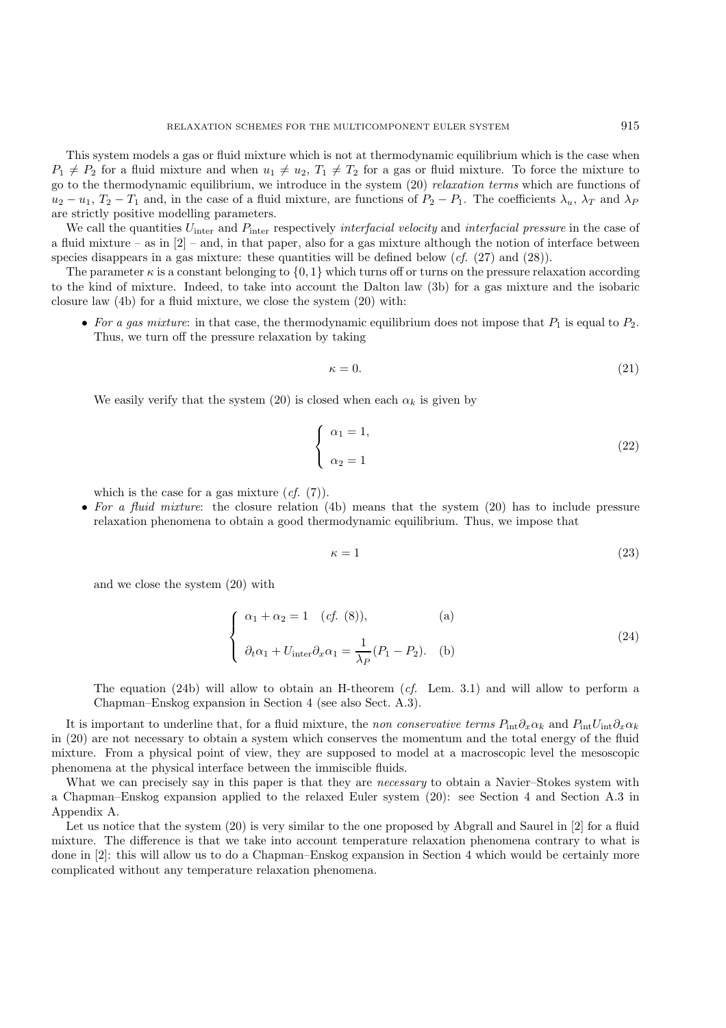This system models a gas or fluid mixture which is not at thermodynamic equilibrium which is the case when $P_1 \neq P_2$ for a fluid mixture and when $u_1 \neq u_2$, $T_1 \neq T_2$ for a gas or fluid mixture. To force the mixture to go to the thermodynamic equilibrium, we introduce in the system (20) *relaxation terms* which are functions of $u_2 - u_1$, $T_2 - T_1$ and, in the case of a fluid mixture, are functions of $P_2 - P_1$. The coefficients $\lambda_u$, $\lambda_T$ and $\lambda_P$ are strictly positive modelling parameters.

We call the quantities $U_{\text{inter}}$ and $P_{\text{inter}}$ respectively *interfacial velocity* and *interfacial pressure* in the case of a fluid mixture – as in [2] – and, in that paper, also for a gas mixture although the notion of interface between species disappears in a gas mixture: these quantities will be defined below (*cf.* (27) and (28)).

The parameter $\kappa$ is a constant belonging to $\{0, 1\}$ which turns off or turns on the pressure relaxation according to the kind of mixture. Indeed, to take into account the Dalton law (3b) for a gas mixture and the isobaric closure law (4b) for a fluid mixture, we close the system (20) with:

- *For a gas mixture*: in that case, the thermodynamic equilibrium does not impose that $P_1$ is equal to $P_2$. Thus, we turn off the pressure relaxation by taking

$$\kappa = 0. \tag{21}$$

We easily verify that the system (20) is closed when each $\alpha_k$ is given by

$$\begin{cases} \alpha_1 = 1, \\ \alpha_2 = 1 \end{cases} \tag{22}$$

which is the case for a gas mixture (*cf.* (7)).

- *For a fluid mixture*: the closure relation (4b) means that the system (20) has to include pressure relaxation phenomena to obtain a good thermodynamic equilibrium. Thus, we impose that

$$\kappa = 1 \tag{23}$$

and we close the system (20) with

$$\begin{cases} \alpha_1 + \alpha_2 = 1 \quad (\textit{cf. } (8)), & \text{(a)} \\ \partial_t \alpha_1 + U_{\text{inter}} \partial_x \alpha_1 = \dfrac{1}{\lambda_P}(P_1 - P_2). & \text{(b)} \end{cases} \tag{24}$$

The equation (24b) will allow to obtain an H-theorem (*cf.* Lem. 3.1) and will allow to perform a Chapman–Enskog expansion in Section 4 (see also Sect. A.3).

It is important to underline that, for a fluid mixture, the *non conservative terms* $P_{\text{int}} \partial_x \alpha_k$ and $P_{\text{int}} U_{\text{int}} \partial_x \alpha_k$ in (20) are not necessary to obtain a system which conserves the momentum and the total energy of the fluid mixture. From a physical point of view, they are supposed to model at a macroscopic level the mesoscopic phenomena at the physical interface between the immiscible fluids.

What we can precisely say in this paper is that they are *necessary* to obtain a Navier–Stokes system with a Chapman–Enskog expansion applied to the relaxed Euler system (20): see Section 4 and Section A.3 in Appendix A.

Let us notice that the system (20) is very similar to the one proposed by Abgrall and Saurel in [2] for a fluid mixture. The difference is that we take into account temperature relaxation phenomena contrary to what is done in [2]: this will allow us to do a Chapman–Enskog expansion in Section 4 which would be certainly more complicated without any temperature relaxation phenomena.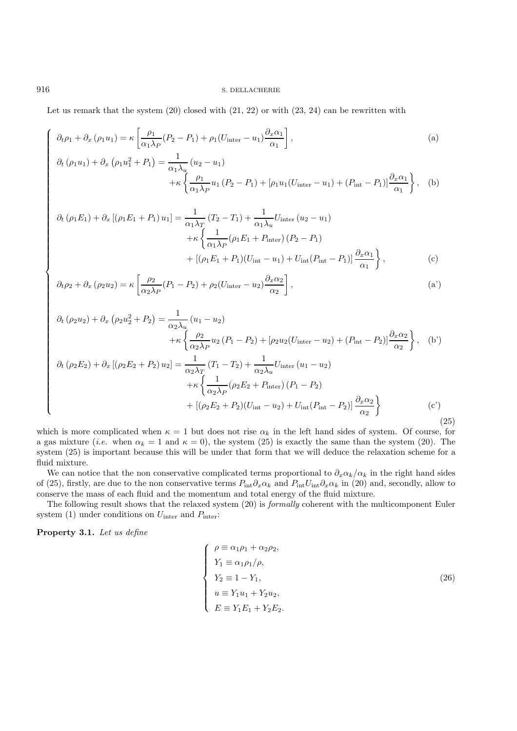Let us remark that the system (20) closed with (21, 22) or with (23, 24) can be rewritten with

$$
\left\{
\begin{aligned}
&\partial_t \rho_1 + \partial_x(\rho_1 u_1) = \kappa\left[\frac{\rho_1}{\alpha_1\lambda_P}(P_2 - P_1) + \rho_1(U_{\text{inter}} - u_1)\frac{\partial_x\alpha_1}{\alpha_1}\right], && \text{(a)}\\
&\partial_t(\rho_1 u_1) + \partial_x\left(\rho_1 u_1^2 + P_1\right) = \frac{1}{\alpha_1\lambda_u}(u_2 - u_1)\\
&\qquad\qquad + \kappa\left\{\frac{\rho_1}{\alpha_1\lambda_P}u_1(P_2 - P_1) + [\rho_1 u_1(U_{\text{inter}} - u_1) + (P_{\text{int}} - P_1)]\frac{\partial_x\alpha_1}{\alpha_1}\right\}, && \text{(b)}\\
&\partial_t(\rho_1 E_1) + \partial_x[(\rho_1 E_1 + P_1)u_1] = \frac{1}{\alpha_1\lambda_T}(T_2 - T_1) + \frac{1}{\alpha_1\lambda_u}U_{\text{inter}}(u_2 - u_1)\\
&\qquad\qquad + \kappa\left\{\frac{1}{\alpha_1\lambda_P}(\rho_1 E_1 + P_{\text{inter}})(P_2 - P_1)\right.\\
&\qquad\qquad \left. + [(\rho_1 E_1 + P_1)(U_{\text{int}} - u_1) + U_{\text{int}}(P_{\text{int}} - P_1)]\frac{\partial_x\alpha_1}{\alpha_1}\right\}, && \text{(c)}\\
&\partial_t \rho_2 + \partial_x(\rho_2 u_2) = \kappa\left[\frac{\rho_2}{\alpha_2\lambda_P}(P_1 - P_2) + \rho_2(U_{\text{inter}} - u_2)\frac{\partial_x\alpha_2}{\alpha_2}\right], && \text{(a')}\\
&\partial_t(\rho_2 u_2) + \partial_x\left(\rho_2 u_2^2 + P_2\right) = \frac{1}{\alpha_2\lambda_u}(u_1 - u_2)\\
&\qquad\qquad + \kappa\left\{\frac{\rho_2}{\alpha_2\lambda_P}u_2(P_1 - P_2) + [\rho_2 u_2(U_{\text{inter}} - u_2) + (P_{\text{int}} - P_2)]\frac{\partial_x\alpha_2}{\alpha_2}\right\}, && \text{(b')}\\
&\partial_t(\rho_2 E_2) + \partial_x[(\rho_2 E_2 + P_2)u_2] = \frac{1}{\alpha_2\lambda_T}(T_1 - T_2) + \frac{1}{\alpha_2\lambda_u}U_{\text{inter}}(u_1 - u_2)\\
&\qquad\qquad + \kappa\left\{\frac{1}{\alpha_2\lambda_P}(\rho_2 E_2 + P_{\text{inter}})(P_1 - P_2)\right.\\
&\qquad\qquad \left. + [(\rho_2 E_2 + P_2)(U_{\text{int}} - u_2) + U_{\text{int}}(P_{\text{int}} - P_2)]\frac{\partial_x\alpha_2}{\alpha_2}\right\} && \text{(c')}
\end{aligned}
\right.
\tag{25}
$$

which is more complicated when $\kappa = 1$ but does not rise $\alpha_k$ in the left hand sides of system. Of course, for a gas mixture (*i.e.* when $\alpha_k = 1$ and $\kappa = 0$), the system (25) is exactly the same than the system (20). The system (25) is important because this will be under that form that we will deduce the relaxation scheme for a fluid mixture.

We can notice that the non conservative complicated terms proportional to $\partial_x\alpha_k/\alpha_k$ in the right hand sides of (25), firstly, are due to the non conservative terms $P_{\text{int}}\partial_x\alpha_k$ and $P_{\text{int}}U_{\text{int}}\partial_x\alpha_k$ in (20) and, secondly, allow to conserve the mass of each fluid and the momentum and total energy of the fluid mixture.

The following result shows that the relaxed system (20) is *formally* coherent with the multicomponent Euler system (1) under conditions on $U_{\text{inter}}$ and $P_{\text{inter}}$:

**Property 3.1.** *Let us define*

$$
\left\{
\begin{aligned}
&\rho \equiv \alpha_1\rho_1 + \alpha_2\rho_2,\\
&Y_1 \equiv \alpha_1\rho_1/\rho,\\
&Y_2 \equiv 1 - Y_1,\\
&u \equiv Y_1 u_1 + Y_2 u_2,\\
&E \equiv Y_1 E_1 + Y_2 E_2.
\end{aligned}
\right.
\tag{26}
$$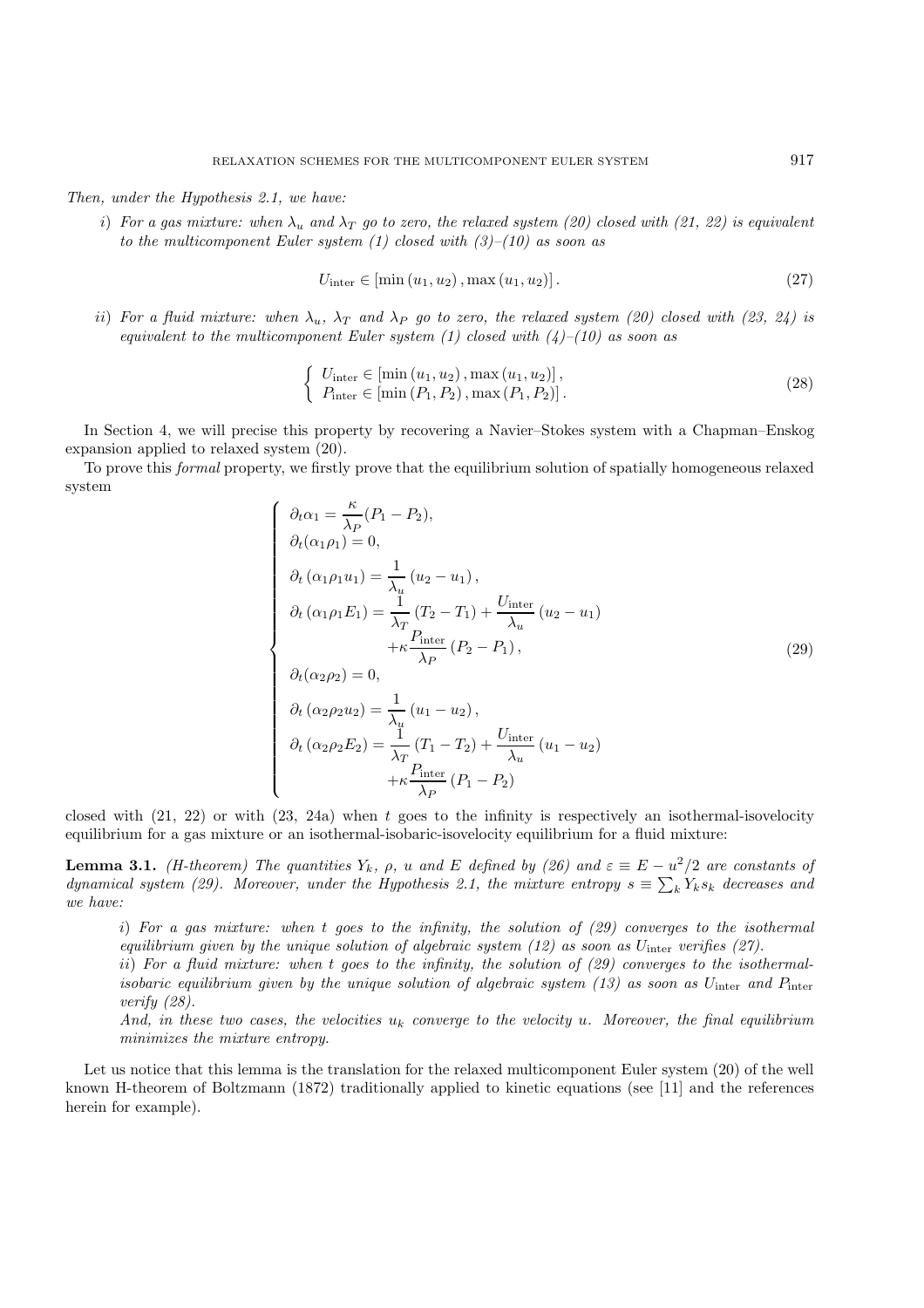*Then, under the Hypothesis 2.1, we have:*

*i) For a gas mixture: when $\lambda_u$ and $\lambda_T$ go to zero, the relaxed system (20) closed with (21, 22) is equivalent to the multicomponent Euler system (1) closed with (3)–(10) as soon as*

$$U_{\text{inter}} \in [\min(u_1, u_2), \max(u_1, u_2)]. \tag{27}$$

*ii) For a fluid mixture: when $\lambda_u$, $\lambda_T$ and $\lambda_P$ go to zero, the relaxed system (20) closed with (23, 24) is equivalent to the multicomponent Euler system (1) closed with (4)–(10) as soon as*

$$\begin{cases} U_{\text{inter}} \in [\min(u_1, u_2), \max(u_1, u_2)], \\ P_{\text{inter}} \in [\min(P_1, P_2), \max(P_1, P_2)]. \end{cases} \tag{28}$$

In Section 4, we will precise this property by recovering a Navier–Stokes system with a Chapman–Enskog expansion applied to relaxed system (20).

To prove this *formal* property, we firstly prove that the equilibrium solution of spatially homogeneous relaxed system

$$\begin{cases} \partial_t \alpha_1 = \dfrac{\kappa}{\lambda_P}(P_1 - P_2), \\ \partial_t(\alpha_1\rho_1) = 0, \\ \partial_t(\alpha_1\rho_1 u_1) = \dfrac{1}{\lambda_u}(u_2 - u_1), \\ \partial_t(\alpha_1\rho_1 E_1) = \dfrac{1}{\lambda_T}(T_2 - T_1) + \dfrac{U_{\text{inter}}}{\lambda_u}(u_2 - u_1) \\ \qquad\qquad + \kappa\dfrac{P_{\text{inter}}}{\lambda_P}(P_2 - P_1), \\ \partial_t(\alpha_2\rho_2) = 0, \\ \partial_t(\alpha_2\rho_2 u_2) = \dfrac{1}{\lambda_u}(u_1 - u_2), \\ \partial_t(\alpha_2\rho_2 E_2) = \dfrac{1}{\lambda_T}(T_1 - T_2) + \dfrac{U_{\text{inter}}}{\lambda_u}(u_1 - u_2) \\ \qquad\qquad + \kappa\dfrac{P_{\text{inter}}}{\lambda_P}(P_1 - P_2) \end{cases} \tag{29}$$

closed with (21, 22) or with (23, 24a) when $t$ goes to the infinity is respectively an isothermal-isovelocity equilibrium for a gas mixture or an isothermal-isobaric-isovelocity equilibrium for a fluid mixture:

**Lemma 3.1.** *(H-theorem) The quantities $Y_k$, $\rho$, $u$ and $E$ defined by (26) and $\varepsilon \equiv E - u^2/2$ are constants of dynamical system (29). Moreover, under the Hypothesis 2.1, the mixture entropy $s \equiv \sum_k Y_k s_k$ decreases and we have:*

*i) For a gas mixture: when $t$ goes to the infinity, the solution of (29) converges to the isothermal equilibrium given by the unique solution of algebraic system (12) as soon as $U_{\text{inter}}$ verifies (27).*

*ii) For a fluid mixture: when $t$ goes to the infinity, the solution of (29) converges to the isothermal-isobaric equilibrium given by the unique solution of algebraic system (13) as soon as $U_{\text{inter}}$ and $P_{\text{inter}}$ verify (28).*

*And, in these two cases, the velocities $u_k$ converge to the velocity $u$. Moreover, the final equilibrium minimizes the mixture entropy.*

Let us notice that this lemma is the translation for the relaxed multicomponent Euler system (20) of the well known H-theorem of Boltzmann (1872) traditionally applied to kinetic equations (see [11] and the references herein for example).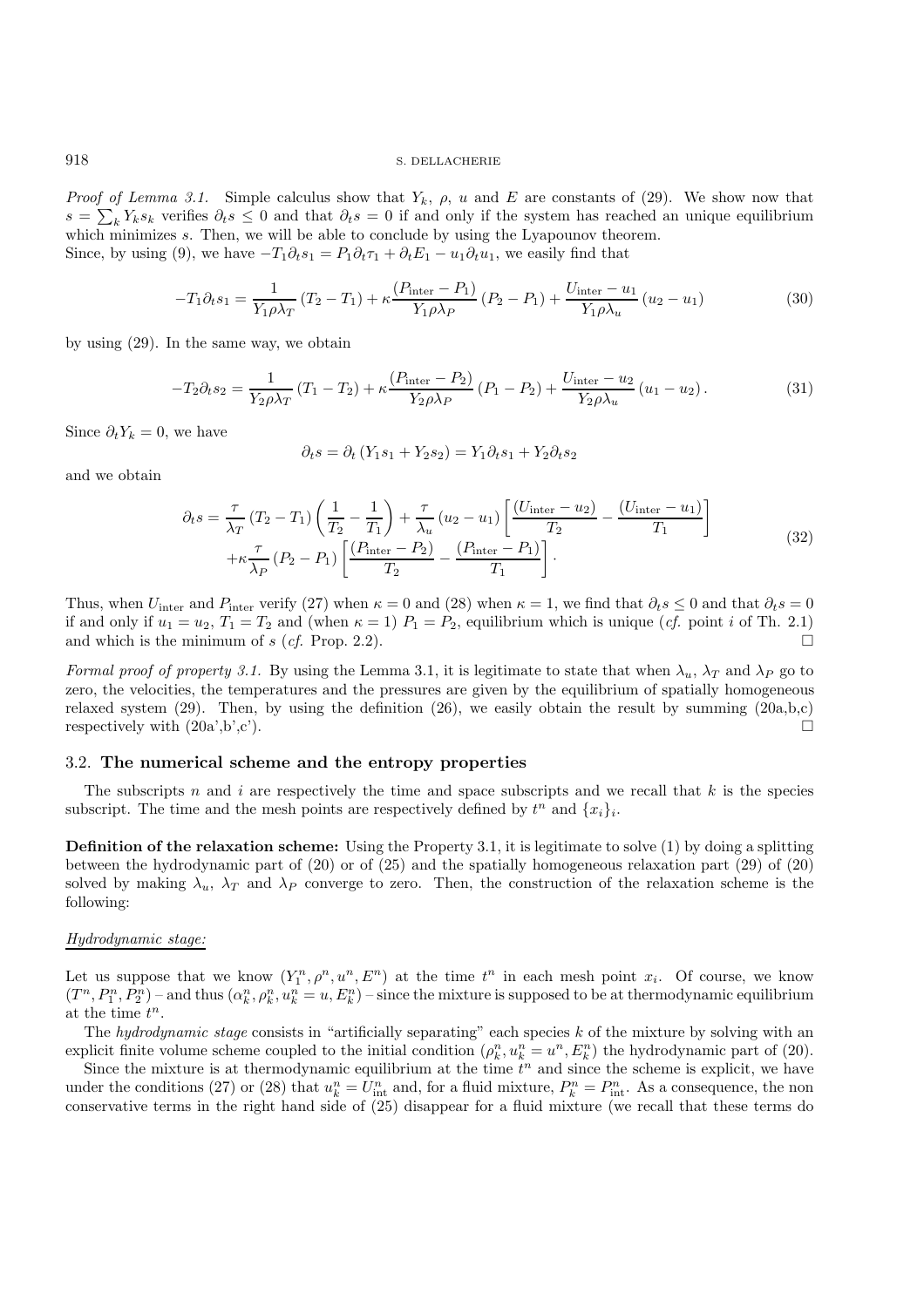*Proof of Lemma 3.1.* Simple calculus show that $Y_k$, $\rho$, $u$ and $E$ are constants of (29). We show now that $s = \sum_k Y_k s_k$ verifies $\partial_t s \leq 0$ and that $\partial_t s = 0$ if and only if the system has reached an unique equilibrium which minimizes $s$. Then, we will be able to conclude by using the Lyapounov theorem.
Since, by using (9), we have $-T_1 \partial_t s_1 = P_1 \partial_t \tau_1 + \partial_t E_1 - u_1 \partial_t u_1$, we easily find that

$$-T_1 \partial_t s_1 = \frac{1}{Y_1 \rho \lambda_T} (T_2 - T_1) + \kappa \frac{(P_{\text{inter}} - P_1)}{Y_1 \rho \lambda_P} (P_2 - P_1) + \frac{U_{\text{inter}} - u_1}{Y_1 \rho \lambda_u} (u_2 - u_1) \tag{30}$$

by using (29). In the same way, we obtain

$$-T_2 \partial_t s_2 = \frac{1}{Y_2 \rho \lambda_T} (T_1 - T_2) + \kappa \frac{(P_{\text{inter}} - P_2)}{Y_2 \rho \lambda_P} (P_1 - P_2) + \frac{U_{\text{inter}} - u_2}{Y_2 \rho \lambda_u} (u_1 - u_2). \tag{31}$$

Since $\partial_t Y_k = 0$, we have

$$\partial_t s = \partial_t (Y_1 s_1 + Y_2 s_2) = Y_1 \partial_t s_1 + Y_2 \partial_t s_2$$

and we obtain

$$\begin{aligned} \partial_t s = & \frac{\tau}{\lambda_T} (T_2 - T_1) \left( \frac{1}{T_2} - \frac{1}{T_1} \right) + \frac{\tau}{\lambda_u} (u_2 - u_1) \left[ \frac{(U_{\text{inter}} - u_2)}{T_2} - \frac{(U_{\text{inter}} - u_1)}{T_1} \right] \\ & + \kappa \frac{\tau}{\lambda_P} (P_2 - P_1) \left[ \frac{(P_{\text{inter}} - P_2)}{T_2} - \frac{(P_{\text{inter}} - P_1)}{T_1} \right]. \end{aligned} \tag{32}$$

Thus, when $U_{\text{inter}}$ and $P_{\text{inter}}$ verify (27) when $\kappa = 0$ and (28) when $\kappa = 1$, we find that $\partial_t s \leq 0$ and that $\partial_t s = 0$ if and only if $u_1 = u_2$, $T_1 = T_2$ and (when $\kappa = 1$) $P_1 = P_2$, equilibrium which is unique (*cf.* point *i* of Th. 2.1) and which is the minimum of $s$ (*cf.* Prop. 2.2). □

*Formal proof of property 3.1.* By using the Lemma 3.1, it is legitimate to state that when $\lambda_u$, $\lambda_T$ and $\lambda_P$ go to zero, the velocities, the temperatures and the pressures are given by the equilibrium of spatially homogeneous relaxed system (29). Then, by using the definition (26), we easily obtain the result by summing (20a,b,c) respectively with (20a',b',c'). □

### 3.2. **The numerical scheme and the entropy properties**

The subscripts $n$ and $i$ are respectively the time and space subscripts and we recall that $k$ is the species subscript. The time and the mesh points are respectively defined by $t^n$ and $\{x_i\}_i$.

**Definition of the relaxation scheme:** Using the Property 3.1, it is legitimate to solve (1) by doing a splitting between the hydrodynamic part of (20) or of (25) and the spatially homogeneous relaxation part (29) of (20) solved by making $\lambda_u$, $\lambda_T$ and $\lambda_P$ converge to zero. Then, the construction of the relaxation scheme is the following:

Hydrodynamic stage:

Let us suppose that we know $(Y_1^n, \rho^n, u^n, E^n)$ at the time $t^n$ in each mesh point $x_i$. Of course, we know $(T^n, P_1^n, P_2^n)$ – and thus $(\alpha_k^n, \rho_k^n, u_k^n = u, E_k^n)$ – since the mixture is supposed to be at thermodynamic equilibrium at the time $t^n$.

The *hydrodynamic stage* consists in "artificially separating" each species $k$ of the mixture by solving with an explicit finite volume scheme coupled to the initial condition $(\rho_k^n, u_k^n = u^n, E_k^n)$ the hydrodynamic part of (20).

Since the mixture is at thermodynamic equilibrium at the time $t^n$ and since the scheme is explicit, we have under the conditions (27) or (28) that $u_k^n = U_{\text{int}}^n$ and, for a fluid mixture, $P_k^n = P_{\text{int}}^n$. As a consequence, the non conservative terms in the right hand side of (25) disappear for a fluid mixture (we recall that these terms do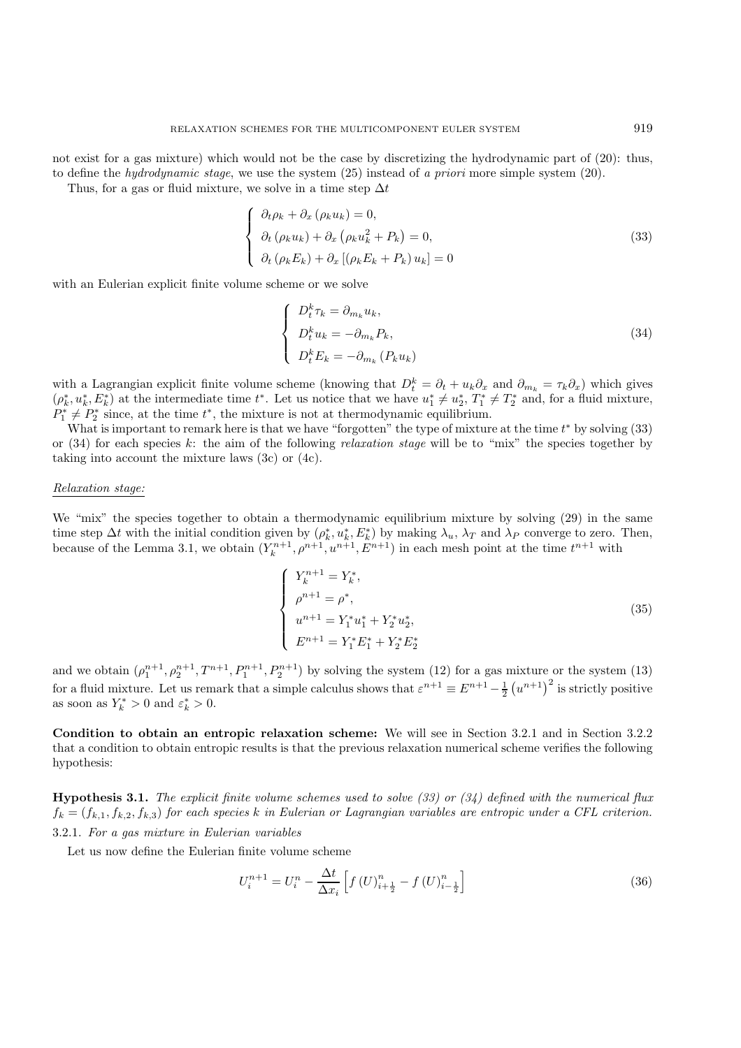not exist for a gas mixture) which would not be the case by discretizing the hydrodynamic part of (20): thus, to define the *hydrodynamic stage*, we use the system (25) instead of *a priori* more simple system (20).

Thus, for a gas or fluid mixture, we solve in a time step $\Delta t$

$$\begin{cases} \partial_t \rho_k + \partial_x (\rho_k u_k) = 0, \\ \partial_t (\rho_k u_k) + \partial_x \left(\rho_k u_k^2 + P_k\right) = 0, \\ \partial_t (\rho_k E_k) + \partial_x \left[(\rho_k E_k + P_k) u_k\right] = 0 \end{cases} \tag{33}$$

with an Eulerian explicit finite volume scheme or we solve

$$\begin{cases} D_t^k \tau_k = \partial_{m_k} u_k, \\ D_t^k u_k = -\partial_{m_k} P_k, \\ D_t^k E_k = -\partial_{m_k} (P_k u_k) \end{cases} \tag{34}$$

with a Lagrangian explicit finite volume scheme (knowing that $D_t^k = \partial_t + u_k \partial_x$ and $\partial_{m_k} = \tau_k \partial_x$) which gives $(\rho_k^*, u_k^*, E_k^*)$ at the intermediate time $t^*$. Let us notice that we have $u_1^* \neq u_2^*$, $T_1^* \neq T_2^*$ and, for a fluid mixture, $P_1^* \neq P_2^*$ since, at the time $t^*$, the mixture is not at thermodynamic equilibrium.

What is important to remark here is that we have "forgotten" the type of mixture at the time $t^*$ by solving (33) or (34) for each species $k$: the aim of the following *relaxation stage* will be to "mix" the species together by taking into account the mixture laws (3c) or (4c).

*Relaxation stage:*

We "mix" the species together to obtain a thermodynamic equilibrium mixture by solving (29) in the same time step $\Delta t$ with the initial condition given by $(\rho_k^*, u_k^*, E_k^*)$ by making $\lambda_u$, $\lambda_T$ and $\lambda_P$ converge to zero. Then, because of the Lemma 3.1, we obtain $(Y_k^{n+1}, \rho^{n+1}, u^{n+1}, E^{n+1})$ in each mesh point at the time $t^{n+1}$ with

$$\begin{cases} Y_k^{n+1} = Y_k^*, \\ \rho^{n+1} = \rho^*, \\ u^{n+1} = Y_1^* u_1^* + Y_2^* u_2^*, \\ E^{n+1} = Y_1^* E_1^* + Y_2^* E_2^* \end{cases} \tag{35}$$

and we obtain $(\rho_1^{n+1}, \rho_2^{n+1}, T^{n+1}, P_1^{n+1}, P_2^{n+1})$ by solving the system (12) for a gas mixture or the system (13) for a fluid mixture. Let us remark that a simple calculus shows that $\varepsilon^{n+1} \equiv E^{n+1} - \frac{1}{2}\left(u^{n+1}\right)^2$ is strictly positive as soon as $Y_k^* > 0$ and $\varepsilon_k^* > 0$.

**Condition to obtain an entropic relaxation scheme:** We will see in Section 3.2.1 and in Section 3.2.2 that a condition to obtain entropic results is that the previous relaxation numerical scheme verifies the following hypothesis:

**Hypothesis 3.1.** *The explicit finite volume schemes used to solve (33) or (34) defined with the numerical flux $f_k = (f_{k,1}, f_{k,2}, f_{k,3})$ for each species $k$ in Eulerian or Lagrangian variables are entropic under a CFL criterion.*

3.2.1. *For a gas mixture in Eulerian variables*

Let us now define the Eulerian finite volume scheme

$$U_i^{n+1} = U_i^n - \frac{\Delta t}{\Delta x_i}\left[f\left(U\right)_{i+\frac{1}{2}}^n - f\left(U\right)_{i-\frac{1}{2}}^n\right] \tag{36}$$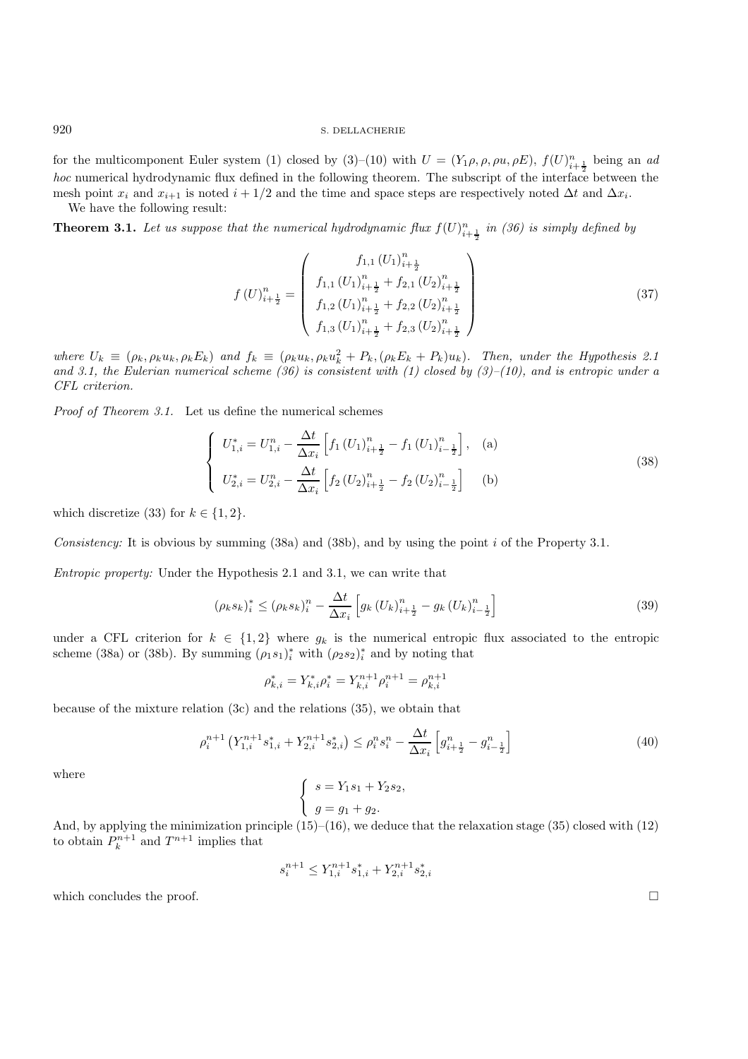for the multicomponent Euler system (1) closed by (3)–(10) with $U = (Y_1\rho, \rho, \rho u, \rho E)$, $f(U)^n_{i+\frac{1}{2}}$ being an *ad hoc* numerical hydrodynamic flux defined in the following theorem. The subscript of the interface between the mesh point $x_i$ and $x_{i+1}$ is noted $i + 1/2$ and the time and space steps are respectively noted $\Delta t$ and $\Delta x_i$.

We have the following result:

**Theorem 3.1.** *Let us suppose that the numerical hydrodynamic flux $f(U)^n_{i+\frac{1}{2}}$ in (36) is simply defined by*

$$
f\left(U\right)^n_{i+\frac{1}{2}} = \begin{pmatrix} f_{1,1}\left(U_1\right)^n_{i+\frac{1}{2}} \\ f_{1,1}\left(U_1\right)^n_{i+\frac{1}{2}} + f_{2,1}\left(U_2\right)^n_{i+\frac{1}{2}} \\ f_{1,2}\left(U_1\right)^n_{i+\frac{1}{2}} + f_{2,2}\left(U_2\right)^n_{i+\frac{1}{2}} \\ f_{1,3}\left(U_1\right)^n_{i+\frac{1}{2}} + f_{2,3}\left(U_2\right)^n_{i+\frac{1}{2}} \end{pmatrix} \tag{37}
$$

*where $U_k \equiv (\rho_k, \rho_k u_k, \rho_k E_k)$ and $f_k \equiv (\rho_k u_k, \rho_k u_k^2 + P_k, (\rho_k E_k + P_k)u_k)$. Then, under the Hypothesis 2.1 and 3.1, the Eulerian numerical scheme (36) is consistent with (1) closed by (3)–(10), and is entropic under a CFL criterion.*

*Proof of Theorem 3.1.* Let us define the numerical schemes

$$
\begin{cases} U^*_{1,i} = U^n_{1,i} - \dfrac{\Delta t}{\Delta x_i}\left[f_1\left(U_1\right)^n_{i+\frac{1}{2}} - f_1\left(U_1\right)^n_{i-\frac{1}{2}}\right], & \text{(a)} \\[2ex] U^*_{2,i} = U^n_{2,i} - \dfrac{\Delta t}{\Delta x_i}\left[f_2\left(U_2\right)^n_{i+\frac{1}{2}} - f_2\left(U_2\right)^n_{i-\frac{1}{2}}\right] & \text{(b)} \end{cases} \tag{38}
$$

which discretize (33) for $k \in \{1, 2\}$.

*Consistency:* It is obvious by summing (38a) and (38b), and by using the point $i$ of the Property 3.1.

*Entropic property:* Under the Hypothesis 2.1 and 3.1, we can write that

$$
(\rho_k s_k)^*_i \leq (\rho_k s_k)^n_i - \frac{\Delta t}{\Delta x_i}\left[g_k\left(U_k\right)^n_{i+\frac{1}{2}} - g_k\left(U_k\right)^n_{i-\frac{1}{2}}\right] \tag{39}
$$

under a CFL criterion for $k \in \{1, 2\}$ where $g_k$ is the numerical entropic flux associated to the entropic scheme (38a) or (38b). By summing $(\rho_1 s_1)^*_i$ with $(\rho_2 s_2)^*_i$ and by noting that

$$
\rho^*_{k,i} = Y^*_{k,i}\rho^*_i = Y^{n+1}_{k,i}\rho^{n+1}_i = \rho^{n+1}_{k,i}
$$

because of the mixture relation (3c) and the relations (35), we obtain that

$$
\rho^{n+1}_i\left(Y^{n+1}_{1,i}s^*_{1,i} + Y^{n+1}_{2,i}s^*_{2,i}\right) \leq \rho^n_i s^n_i - \frac{\Delta t}{\Delta x_i}\left[g^n_{i+\frac{1}{2}} - g^n_{i-\frac{1}{2}}\right] \tag{40}
$$

where

$$
\begin{cases} s = Y_1 s_1 + Y_2 s_2, \\ g = g_1 + g_2. \end{cases}
$$

And, by applying the minimization principle (15)–(16), we deduce that the relaxation stage (35) closed with (12) to obtain $P^{n+1}_k$ and $T^{n+1}$ implies that

$$
s^{n+1}_i \leq Y^{n+1}_{1,i}s^*_{1,i} + Y^{n+1}_{2,i}s^*_{2,i}
$$

which concludes the proof. □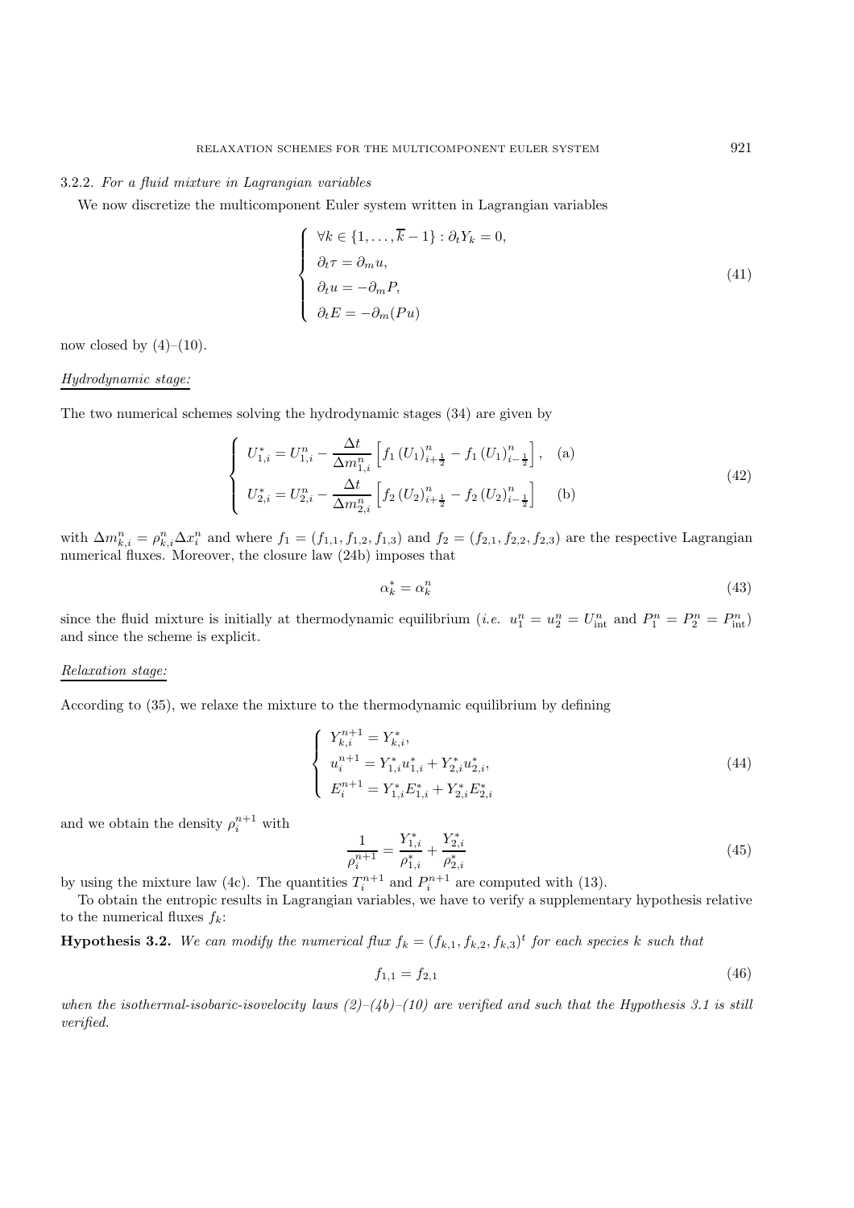### 3.2.2. *For a fluid mixture in Lagrangian variables*

We now discretize the multicomponent Euler system written in Lagrangian variables

$$
\left\{
\begin{array}{l}
\forall k \in \{1, \ldots, \overline{k}-1\} : \partial_t Y_k = 0, \\
\partial_t \tau = \partial_m u, \\
\partial_t u = -\partial_m P, \\
\partial_t E = -\partial_m (Pu)
\end{array}
\right.
\tag{41}
$$

now closed by (4)–(10).

<u>*Hydrodynamic stage:*</u>

The two numerical schemes solving the hydrodynamic stages (34) are given by

$$
\left\{
\begin{array}{ll}
U_{1,i}^{*} = U_{1,i}^{n} - \dfrac{\Delta t}{\Delta m_{1,i}^{n}} \left[ f_1 \left(U_1\right)_{i+\frac{1}{2}}^{n} - f_1 \left(U_1\right)_{i-\frac{1}{2}}^{n} \right], & \text{(a)} \\
U_{2,i}^{*} = U_{2,i}^{n} - \dfrac{\Delta t}{\Delta m_{2,i}^{n}} \left[ f_2 \left(U_2\right)_{i+\frac{1}{2}}^{n} - f_2 \left(U_2\right)_{i-\frac{1}{2}}^{n} \right] & \text{(b)}
\end{array}
\right.
\tag{42}
$$

with $\Delta m_{k,i}^{n} = \rho_{k,i}^{n} \Delta x_i^n$ and where $f_1 = (f_{1,1}, f_{1,2}, f_{1,3})$ and $f_2 = (f_{2,1}, f_{2,2}, f_{2,3})$ are the respective Lagrangian numerical fluxes. Moreover, the closure law (24b) imposes that

$$
\alpha_k^{*} = \alpha_k^{n}
\tag{43}
$$

since the fluid mixture is initially at thermodynamic equilibrium (*i.e.* $u_1^n = u_2^n = U_{\text{int}}^n$ and $P_1^n = P_2^n = P_{\text{int}}^n$) and since the scheme is explicit.

<u>*Relaxation stage:*</u>

According to (35), we relaxe the mixture to the thermodynamic equilibrium by defining

$$
\left\{
\begin{array}{l}
Y_{k,i}^{n+1} = Y_{k,i}^{*}, \\
u_i^{n+1} = Y_{1,i}^{*} u_{1,i}^{*} + Y_{2,i}^{*} u_{2,i}^{*}, \\
E_i^{n+1} = Y_{1,i}^{*} E_{1,i}^{*} + Y_{2,i}^{*} E_{2,i}^{*}
\end{array}
\right.
\tag{44}
$$

and we obtain the density $\rho_i^{n+1}$ with

$$
\frac{1}{\rho_i^{n+1}} = \frac{Y_{1,i}^{*}}{\rho_{1,i}^{*}} + \frac{Y_{2,i}^{*}}{\rho_{2,i}^{*}}
\tag{45}
$$

by using the mixture law (4c). The quantities $T_i^{n+1}$ and $P_i^{n+1}$ are computed with (13).

To obtain the entropic results in Lagrangian variables, we have to verify a supplementary hypothesis relative to the numerical fluxes $f_k$:

**Hypothesis 3.2.** *We can modify the numerical flux $f_k = (f_{k,1}, f_{k,2}, f_{k,3})^t$ for each species $k$ such that*

$$
f_{1,1} = f_{2,1}
\tag{46}
$$

*when the isothermal-isobaric-isovelocity laws (2)–(4b)–(10) are verified and such that the Hypothesis 3.1 is still verified.*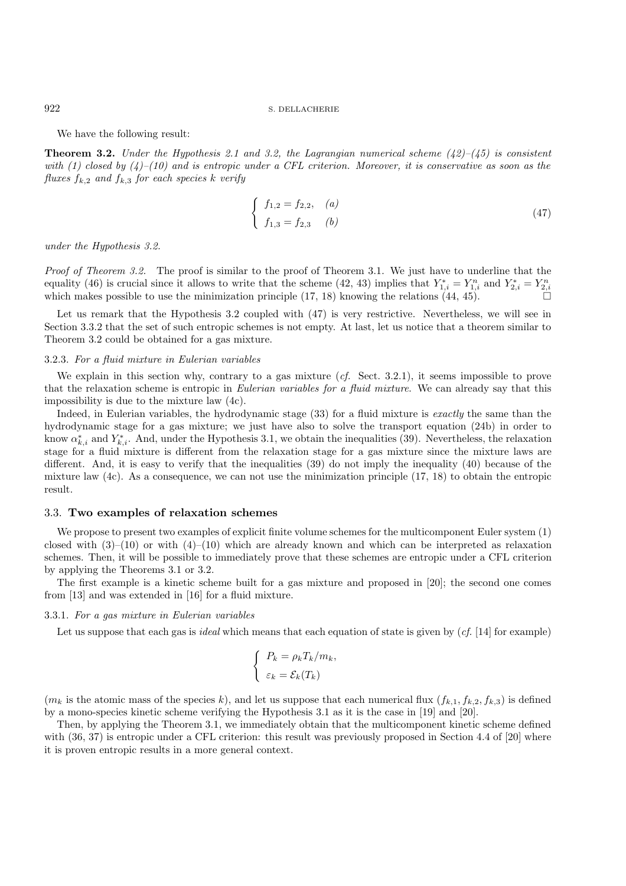We have the following result:

**Theorem 3.2.** *Under the Hypothesis 2.1 and 3.2, the Lagrangian numerical scheme (42)–(45) is consistent with (1) closed by (4)–(10) and is entropic under a CFL criterion. Moreover, it is conservative as soon as the fluxes $f_{k,2}$ and $f_{k,3}$ for each species $k$ verify*

$$
\begin{cases} f_{1,2} = f_{2,2}, & (a) \\ f_{1,3} = f_{2,3} & (b) \end{cases} \tag{47}
$$

*under the Hypothesis 3.2.*

*Proof of Theorem 3.2.* The proof is similar to the proof of Theorem 3.1. We just have to underline that the equality (46) is crucial since it allows to write that the scheme (42, 43) implies that $Y^*_{1,i} = Y^n_{1,i}$ and $Y^*_{2,i} = Y^n_{2,i}$ which makes possible to use the minimization principle (17, 18) knowing the relations (44, 45). □

Let us remark that the Hypothesis 3.2 coupled with (47) is very restrictive. Nevertheless, we will see in Section 3.3.2 that the set of such entropic schemes is not empty. At last, let us notice that a theorem similar to Theorem 3.2 could be obtained for a gas mixture.

#### 3.2.3. *For a fluid mixture in Eulerian variables*

We explain in this section why, contrary to a gas mixture (*cf.* Sect. 3.2.1), it seems impossible to prove that the relaxation scheme is entropic in *Eulerian variables for a fluid mixture.* We can already say that this impossibility is due to the mixture law (4c).

Indeed, in Eulerian variables, the hydrodynamic stage (33) for a fluid mixture is *exactly* the same than the hydrodynamic stage for a gas mixture; we just have also to solve the transport equation (24b) in order to know $\alpha^*_{k,i}$ and $Y^*_{k,i}$. And, under the Hypothesis 3.1, we obtain the inequalities (39). Nevertheless, the relaxation stage for a fluid mixture is different from the relaxation stage for a gas mixture since the mixture laws are different. And, it is easy to verify that the inequalities (39) do not imply the inequality (40) because of the mixture law (4c). As a consequence, we can not use the minimization principle (17, 18) to obtain the entropic result.

### 3.3. **Two examples of relaxation schemes**

We propose to present two examples of explicit finite volume schemes for the multicomponent Euler system (1) closed with (3)–(10) or with (4)–(10) which are already known and which can be interpreted as relaxation schemes. Then, it will be possible to immediately prove that these schemes are entropic under a CFL criterion by applying the Theorems 3.1 or 3.2.

The first example is a kinetic scheme built for a gas mixture and proposed in [20]; the second one comes from [13] and was extended in [16] for a fluid mixture.

#### 3.3.1. *For a gas mixture in Eulerian variables*

Let us suppose that each gas is *ideal* which means that each equation of state is given by (*cf.* [14] for example)

$$
\begin{cases} P_k = \rho_k T_k / m_k, \\ \varepsilon_k = \mathcal{E}_k(T_k) \end{cases}
$$

($m_k$ is the atomic mass of the species $k$), and let us suppose that each numerical flux $(f_{k,1}, f_{k,2}, f_{k,3})$ is defined by a mono-species kinetic scheme verifying the Hypothesis 3.1 as it is the case in [19] and [20].

Then, by applying the Theorem 3.1, we immediately obtain that the multicomponent kinetic scheme defined with (36, 37) is entropic under a CFL criterion: this result was previously proposed in Section 4.4 of [20] where it is proven entropic results in a more general context.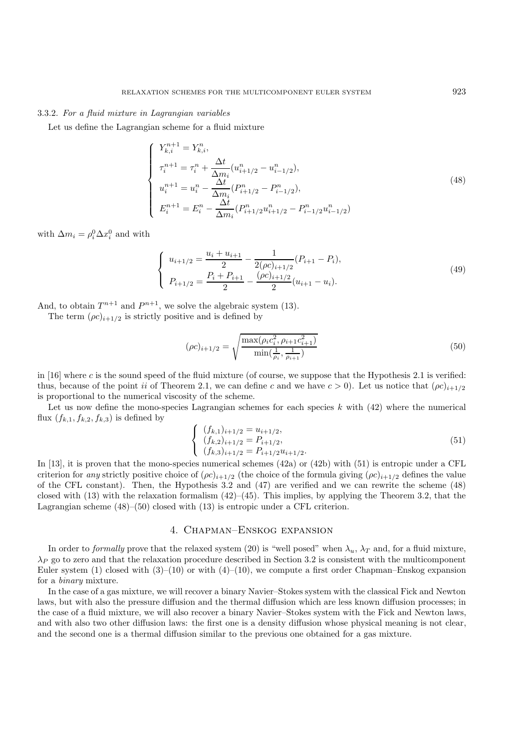#### 3.3.2. *For a fluid mixture in Lagrangian variables*

Let us define the Lagrangian scheme for a fluid mixture

$$
\left\{
\begin{array}{l}
Y_{k,i}^{n+1} = Y_{k,i}^{n}, \\
\tau_i^{n+1} = \tau_i^n + \dfrac{\Delta t}{\Delta m_i}(u_{i+1/2}^n - u_{i-1/2}^n), \\
u_i^{n+1} = u_i^n - \dfrac{\Delta t}{\Delta m_i}(P_{i+1/2}^n - P_{i-1/2}^n), \\
E_i^{n+1} = E_i^n - \dfrac{\Delta t}{\Delta m_i}(P_{i+1/2}^n u_{i+1/2}^n - P_{i-1/2}^n u_{i-1/2}^n)
\end{array}
\right.
\tag{48}
$$

with $\Delta m_i = \rho_i^0 \Delta x_i^0$ and with

$$
\left\{
\begin{array}{l}
u_{i+1/2} = \dfrac{u_i + u_{i+1}}{2} - \dfrac{1}{2(\rho c)_{i+1/2}}(P_{i+1} - P_i), \\
P_{i+1/2} = \dfrac{P_i + P_{i+1}}{2} - \dfrac{(\rho c)_{i+1/2}}{2}(u_{i+1} - u_i).
\end{array}
\right.
\tag{49}
$$

And, to obtain $T^{n+1}$ and $P^{n+1}$, we solve the algebraic system (13).

The term $(\rho c)_{i+1/2}$ is strictly positive and is defined by

$$
(\rho c)_{i+1/2} = \sqrt{\frac{\max(\rho_i c_i^2, \rho_{i+1} c_{i+1}^2)}{\min(\frac{1}{\rho_i}, \frac{1}{\rho_{i+1}})}}
\tag{50}
$$

in [16] where $c$ is the sound speed of the fluid mixture (of course, we suppose that the Hypothesis 2.1 is verified: thus, because of the point *ii* of Theorem 2.1, we can define $c$ and we have $c > 0$). Let us notice that $(\rho c)_{i+1/2}$ is proportional to the numerical viscosity of the scheme.

Let us now define the mono-species Lagrangian schemes for each species $k$ with (42) where the numerical flux $(f_{k,1}, f_{k,2}, f_{k,3})$ is defined by

$$
\left\{
\begin{array}{l}
(f_{k,1})_{i+1/2} = u_{i+1/2}, \\
(f_{k,2})_{i+1/2} = P_{i+1/2}, \\
(f_{k,3})_{i+1/2} = P_{i+1/2} u_{i+1/2}.
\end{array}
\right.
\tag{51}
$$

In [13], it is proven that the mono-species numerical schemes (42a) or (42b) with (51) is entropic under a CFL criterion for *any* strictly positive choice of $(\rho c)_{i+1/2}$ (the choice of the formula giving $(\rho c)_{i+1/2}$ defines the value of the CFL constant). Then, the Hypothesis 3.2 and (47) are verified and we can rewrite the scheme (48) closed with (13) with the relaxation formalism (42)–(45). This implies, by applying the Theorem 3.2, that the Lagrangian scheme (48)–(50) closed with (13) is entropic under a CFL criterion.

## 4. Chapman–Enskog expansion

In order to *formally* prove that the relaxed system (20) is "well posed" when $\lambda_u$, $\lambda_T$ and, for a fluid mixture, $\lambda_P$ go to zero and that the relaxation procedure described in Section 3.2 is consistent with the multicomponent Euler system (1) closed with (3)–(10) or with (4)–(10), we compute a first order Chapman–Enskog expansion for a *binary* mixture.

In the case of a gas mixture, we will recover a binary Navier–Stokes system with the classical Fick and Newton laws, but with also the pressure diffusion and the thermal diffusion which are less known diffusion processes; in the case of a fluid mixture, we will also recover a binary Navier–Stokes system with the Fick and Newton laws, and with also two other diffusion laws: the first one is a density diffusion whose physical meaning is not clear, and the second one is a thermal diffusion similar to the previous one obtained for a gas mixture.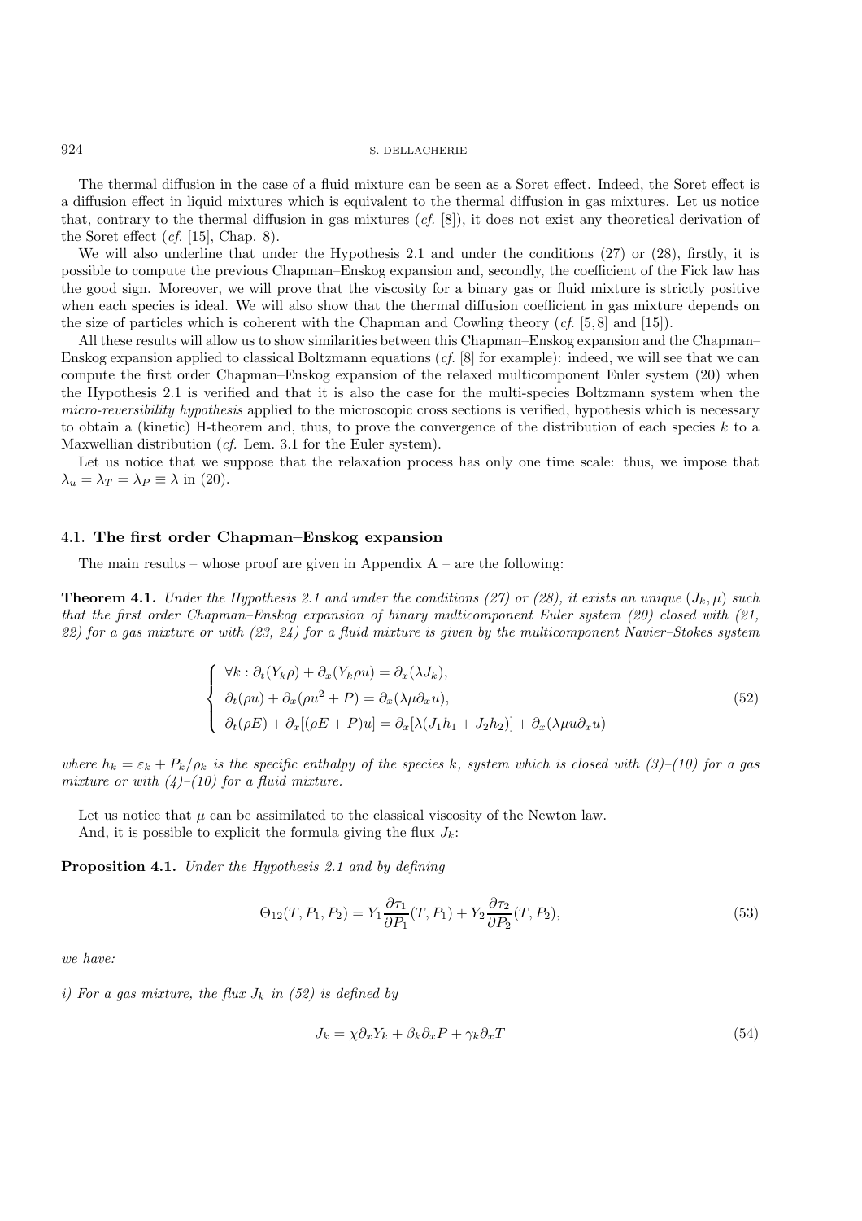The thermal diffusion in the case of a fluid mixture can be seen as a Soret effect. Indeed, the Soret effect is a diffusion effect in liquid mixtures which is equivalent to the thermal diffusion in gas mixtures. Let us notice that, contrary to the thermal diffusion in gas mixtures (*cf.* [8]), it does not exist any theoretical derivation of the Soret effect (*cf.* [15], Chap. 8).

We will also underline that under the Hypothesis 2.1 and under the conditions (27) or (28), firstly, it is possible to compute the previous Chapman–Enskog expansion and, secondly, the coefficient of the Fick law has the good sign. Moreover, we will prove that the viscosity for a binary gas or fluid mixture is strictly positive when each species is ideal. We will also show that the thermal diffusion coefficient in gas mixture depends on the size of particles which is coherent with the Chapman and Cowling theory (*cf.* [5,8] and [15]).

All these results will allow us to show similarities between this Chapman–Enskog expansion and the Chapman–Enskog expansion applied to classical Boltzmann equations (*cf.* [8] for example): indeed, we will see that we can compute the first order Chapman–Enskog expansion of the relaxed multicomponent Euler system (20) when the Hypothesis 2.1 is verified and that it is also the case for the multi-species Boltzmann system when the *micro-reversibility hypothesis* applied to the microscopic cross sections is verified, hypothesis which is necessary to obtain a (kinetic) H-theorem and, thus, to prove the convergence of the distribution of each species $k$ to a Maxwellian distribution (*cf.* Lem. 3.1 for the Euler system).

Let us notice that we suppose that the relaxation process has only one time scale: thus, we impose that $\lambda_u = \lambda_T = \lambda_P \equiv \lambda$ in (20).

### 4.1. **The first order Chapman–Enskog expansion**

The main results – whose proof are given in Appendix A – are the following:

**Theorem 4.1.** *Under the Hypothesis 2.1 and under the conditions (27) or (28), it exists an unique $(J_k, \mu)$ such that the first order Chapman–Enskog expansion of binary multicomponent Euler system (20) closed with (21, 22) for a gas mixture or with (23, 24) for a fluid mixture is given by the multicomponent Navier–Stokes system*

$$
\begin{cases}
\forall k : \partial_t(Y_k\rho) + \partial_x(Y_k\rho u) = \partial_x(\lambda J_k), \\
\partial_t(\rho u) + \partial_x(\rho u^2 + P) = \partial_x(\lambda\mu\partial_x u), \\
\partial_t(\rho E) + \partial_x[(\rho E + P)u] = \partial_x[\lambda(J_1 h_1 + J_2 h_2)] + \partial_x(\lambda\mu u\partial_x u)
\end{cases}
\tag{52}
$$

*where $h_k = \varepsilon_k + P_k/\rho_k$ is the specific enthalpy of the species $k$, system which is closed with (3)–(10) for a gas mixture or with (4)–(10) for a fluid mixture.*

Let us notice that $\mu$ can be assimilated to the classical viscosity of the Newton law.
And, it is possible to explicit the formula giving the flux $J_k$:

**Proposition 4.1.** *Under the Hypothesis 2.1 and by defining*

$$
\Theta_{12}(T, P_1, P_2) = Y_1\frac{\partial \tau_1}{\partial P_1}(T, P_1) + Y_2\frac{\partial \tau_2}{\partial P_2}(T, P_2),
\tag{53}
$$

*we have:*

*i) For a gas mixture, the flux $J_k$ in (52) is defined by*

$$
J_k = \chi\partial_x Y_k + \beta_k\partial_x P + \gamma_k\partial_x T
\tag{54}
$$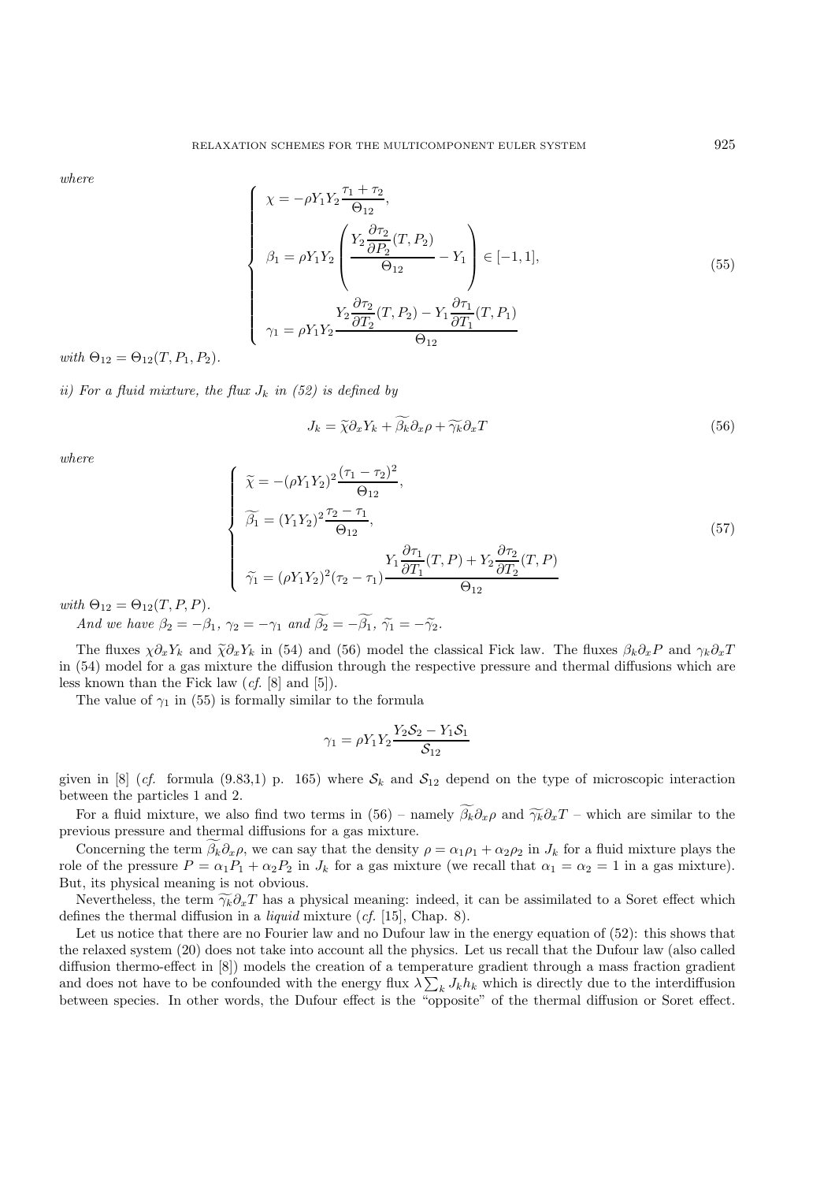*where*

$$
\left\{
\begin{array}{l}
\chi = -\rho Y_1 Y_2 \dfrac{\tau_1 + \tau_2}{\Theta_{12}}, \\[2ex]
\beta_1 = \rho Y_1 Y_2 \left( \dfrac{Y_2 \dfrac{\partial \tau_2}{\partial P_2}(T, P_2)}{\Theta_{12}} - Y_1 \right) \in [-1, 1], \\[2ex]
\gamma_1 = \rho Y_1 Y_2 \dfrac{Y_2 \dfrac{\partial \tau_2}{\partial T_2}(T, P_2) - Y_1 \dfrac{\partial \tau_1}{\partial T_1}(T, P_1)}{\Theta_{12}}
\end{array}
\right.
\tag{55}
$$

*with* $\Theta_{12} = \Theta_{12}(T, P_1, P_2)$.

*ii) For a fluid mixture, the flux* $J_k$ *in (52) is defined by*

$$
J_k = \widetilde{\chi} \partial_x Y_k + \widetilde{\beta_k} \partial_x \rho + \widetilde{\gamma_k} \partial_x T \tag{56}
$$

*where*

$$
\left\{
\begin{array}{l}
\widetilde{\chi} = -(\rho Y_1 Y_2)^2 \dfrac{(\tau_1 - \tau_2)^2}{\Theta_{12}}, \\[2ex]
\widetilde{\beta_1} = (Y_1 Y_2)^2 \dfrac{\tau_2 - \tau_1}{\Theta_{12}}, \\[2ex]
\widetilde{\gamma_1} = (\rho Y_1 Y_2)^2 (\tau_2 - \tau_1) \dfrac{Y_1 \dfrac{\partial \tau_1}{\partial T_1}(T, P) + Y_2 \dfrac{\partial \tau_2}{\partial T_2}(T, P)}{\Theta_{12}}
\end{array}
\right.
\tag{57}
$$

*with* $\Theta_{12} = \Theta_{12}(T, P, P)$.

*And we have* $\beta_2 = -\beta_1$, $\gamma_2 = -\gamma_1$ *and* $\widetilde{\beta_2} = -\widetilde{\beta_1}$, $\widetilde{\gamma_1} = -\widetilde{\gamma_2}$.

The fluxes $\chi \partial_x Y_k$ and $\widetilde{\chi} \partial_x Y_k$ in (54) and (56) model the classical Fick law. The fluxes $\beta_k \partial_x P$ and $\gamma_k \partial_x T$ in (54) model for a gas mixture the diffusion through the respective pressure and thermal diffusions which are less known than the Fick law (*cf.* [8] and [5]).

The value of $\gamma_1$ in (55) is formally similar to the formula

$$
\gamma_1 = \rho Y_1 Y_2 \frac{Y_2 \mathcal{S}_2 - Y_1 \mathcal{S}_1}{\mathcal{S}_{12}}
$$

given in [8] (*cf.* formula (9.83,1) p. 165) where $\mathcal{S}_k$ and $\mathcal{S}_{12}$ depend on the type of microscopic interaction between the particles 1 and 2.

For a fluid mixture, we also find two terms in (56) – namely $\widetilde{\beta_k} \partial_x \rho$ and $\widetilde{\gamma_k} \partial_x T$ – which are similar to the previous pressure and thermal diffusions for a gas mixture.

Concerning the term $\widetilde{\beta_k} \partial_x \rho$, we can say that the density $\rho = \alpha_1 \rho_1 + \alpha_2 \rho_2$ in $J_k$ for a fluid mixture plays the role of the pressure $P = \alpha_1 P_1 + \alpha_2 P_2$ in $J_k$ for a gas mixture (we recall that $\alpha_1 = \alpha_2 = 1$ in a gas mixture). But, its physical meaning is not obvious.

Nevertheless, the term $\widetilde{\gamma_k} \partial_x T$ has a physical meaning: indeed, it can be assimilated to a Soret effect which defines the thermal diffusion in a *liquid* mixture (*cf.* [15], Chap. 8).

Let us notice that there are no Fourier law and no Dufour law in the energy equation of (52): this shows that the relaxed system (20) does not take into account all the physics. Let us recall that the Dufour law (also called diffusion thermo-effect in [8]) models the creation of a temperature gradient through a mass fraction gradient and does not have to be confounded with the energy flux $\lambda \sum_k J_k h_k$ which is directly due to the interdiffusion between species. In other words, the Dufour effect is the "opposite" of the thermal diffusion or Soret effect.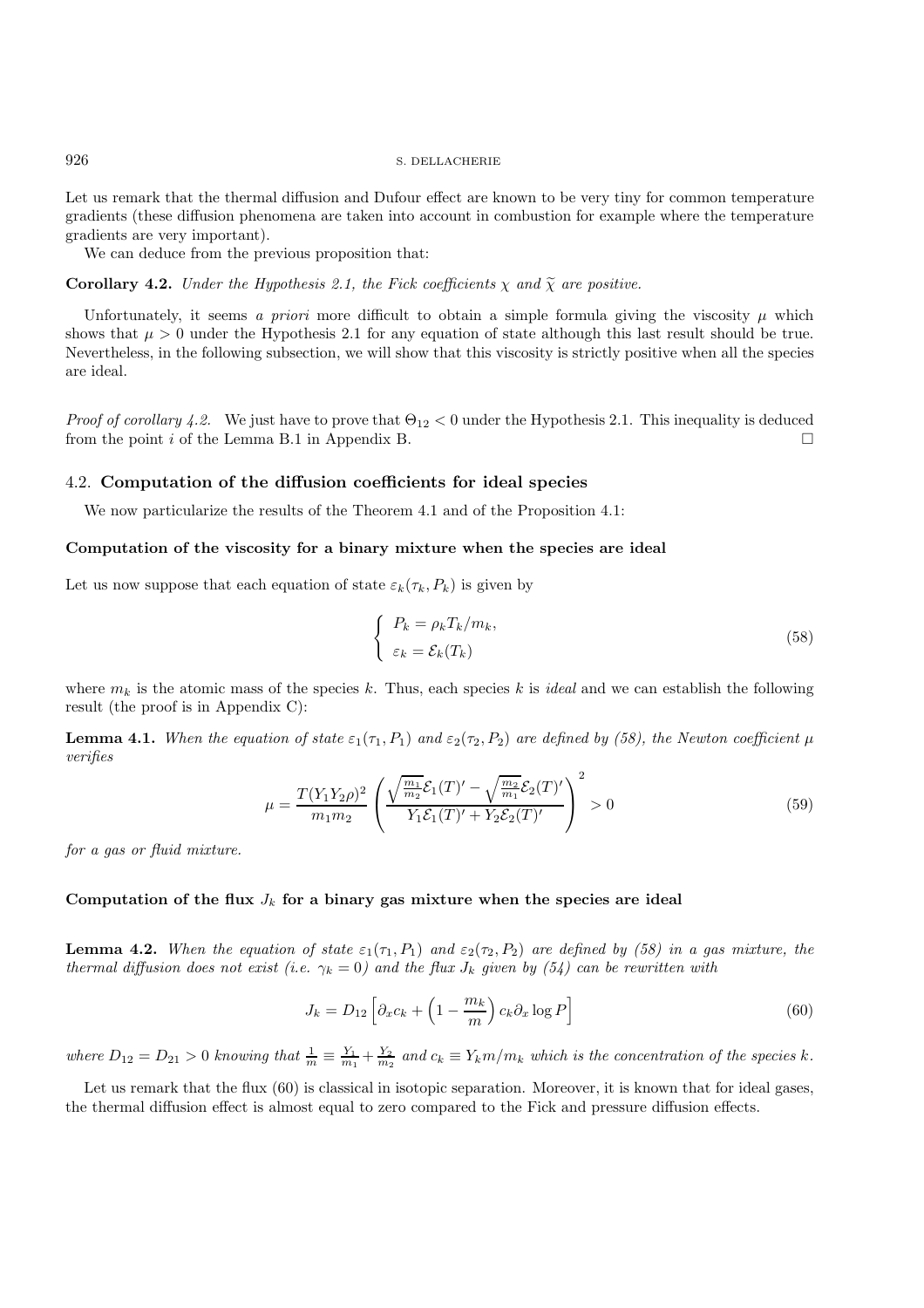Let us remark that the thermal diffusion and Dufour effect are known to be very tiny for common temperature gradients (these diffusion phenomena are taken into account in combustion for example where the temperature gradients are very important).

We can deduce from the previous proposition that:

**Corollary 4.2.** *Under the Hypothesis 2.1, the Fick coefficients $\chi$ and $\widetilde{\chi}$ are positive.*

Unfortunately, it seems *a priori* more difficult to obtain a simple formula giving the viscosity $\mu$ which shows that $\mu > 0$ under the Hypothesis 2.1 for any equation of state although this last result should be true. Nevertheless, in the following subsection, we will show that this viscosity is strictly positive when all the species are ideal.

*Proof of corollary 4.2.* We just have to prove that $\Theta_{12} < 0$ under the Hypothesis 2.1. This inequality is deduced from the point $i$ of the Lemma B.1 in Appendix B. □

## 4.2. Computation of the diffusion coefficients for ideal species

We now particularize the results of the Theorem 4.1 and of the Proposition 4.1:

**Computation of the viscosity for a binary mixture when the species are ideal**

Let us now suppose that each equation of state $\varepsilon_k(\tau_k, P_k)$ is given by

$$\left\{ \begin{array}{l} P_k = \rho_k T_k / m_k, \\ \varepsilon_k = \mathcal{E}_k(T_k) \end{array} \right. \tag{58}$$

where $m_k$ is the atomic mass of the species $k$. Thus, each species $k$ is *ideal* and we can establish the following result (the proof is in Appendix C):

**Lemma 4.1.** *When the equation of state $\varepsilon_1(\tau_1, P_1)$ and $\varepsilon_2(\tau_2, P_2)$ are defined by (58), the Newton coefficient $\mu$ verifies*

$$\mu = \frac{T(Y_1 Y_2 \rho)^2}{m_1 m_2} \left( \frac{\sqrt{\frac{m_1}{m_2}}\mathcal{E}_1(T)' - \sqrt{\frac{m_2}{m_1}}\mathcal{E}_2(T)'}{Y_1 \mathcal{E}_1(T)' + Y_2 \mathcal{E}_2(T)'} \right)^2 > 0 \tag{59}$$

*for a gas or fluid mixture.*

**Computation of the flux $J_k$ for a binary gas mixture when the species are ideal**

**Lemma 4.2.** *When the equation of state $\varepsilon_1(\tau_1, P_1)$ and $\varepsilon_2(\tau_2, P_2)$ are defined by (58) in a gas mixture, the thermal diffusion does not exist (i.e. $\gamma_k = 0$) and the flux $J_k$ given by (54) can be rewritten with*

$$J_k = D_{12} \left[ \partial_x c_k + \left(1 - \frac{m_k}{m}\right) c_k \partial_x \log P \right] \tag{60}$$

*where $D_{12} = D_{21} > 0$ knowing that $\frac{1}{m} \equiv \frac{Y_1}{m_1} + \frac{Y_2}{m_2}$ and $c_k \equiv Y_k m / m_k$ which is the concentration of the species $k$.*

Let us remark that the flux (60) is classical in isotopic separation. Moreover, it is known that for ideal gases, the thermal diffusion effect is almost equal to zero compared to the Fick and pressure diffusion effects.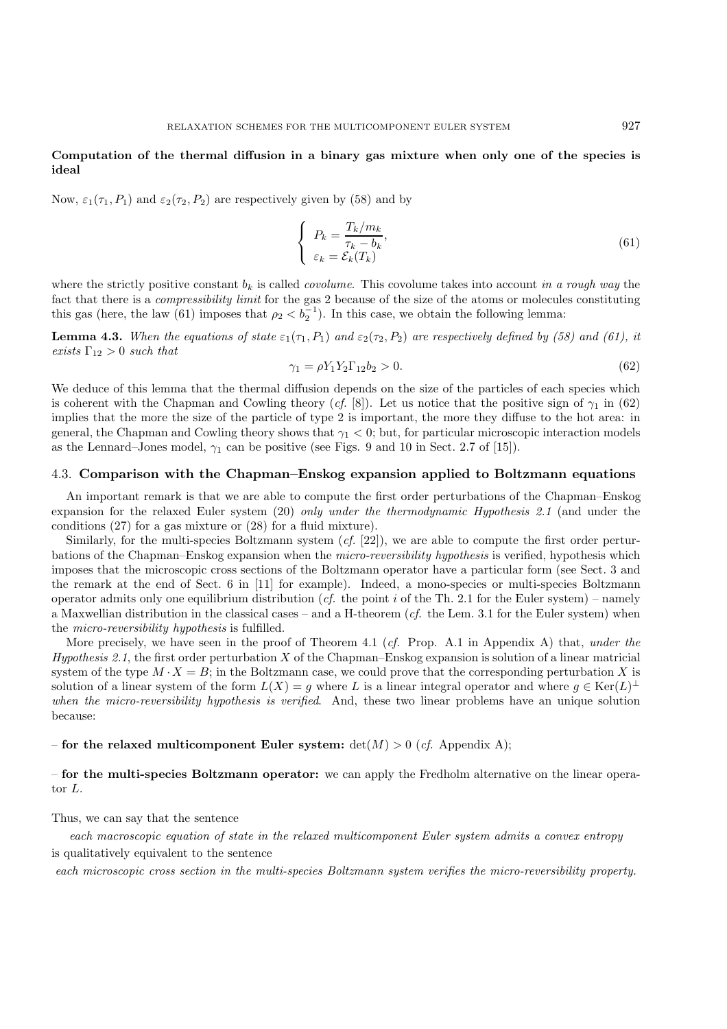**Computation of the thermal diffusion in a binary gas mixture when only one of the species is ideal**

Now, $\varepsilon_1(\tau_1, P_1)$ and $\varepsilon_2(\tau_2, P_2)$ are respectively given by (58) and by

$$\left\{ \begin{array}{l} P_k = \dfrac{T_k/m_k}{\tau_k - b_k}, \\ \varepsilon_k = \mathcal{E}_k(T_k) \end{array} \right. \tag{61}$$

where the strictly positive constant $b_k$ is called *covolume*. This covolume takes into account *in a rough way* the fact that there is a *compressibility limit* for the gas 2 because of the size of the atoms or molecules constituting this gas (here, the law (61) imposes that $\rho_2 < b_2^{-1}$). In this case, we obtain the following lemma:

**Lemma 4.3.** *When the equations of state $\varepsilon_1(\tau_1, P_1)$ and $\varepsilon_2(\tau_2, P_2)$ are respectively defined by (58) and (61), it exists $\Gamma_{12} > 0$ such that*

$$\gamma_1 = \rho Y_1 Y_2 \Gamma_{12} b_2 > 0. \tag{62}$$

We deduce of this lemma that the thermal diffusion depends on the size of the particles of each species which is coherent with the Chapman and Cowling theory (*cf.* [8]). Let us notice that the positive sign of $\gamma_1$ in (62) implies that the more the size of the particle of type 2 is important, the more they diffuse to the hot area: in general, the Chapman and Cowling theory shows that $\gamma_1 < 0$; but, for particular microscopic interaction models as the Lennard–Jones model, $\gamma_1$ can be positive (see Figs. 9 and 10 in Sect. 2.7 of [15]).

### 4.3. Comparison with the Chapman–Enskog expansion applied to Boltzmann equations

An important remark is that we are able to compute the first order perturbations of the Chapman–Enskog expansion for the relaxed Euler system (20) *only under the thermodynamic Hypothesis 2.1* (and under the conditions (27) for a gas mixture or (28) for a fluid mixture).

Similarly, for the multi-species Boltzmann system (*cf.* [22]), we are able to compute the first order perturbations of the Chapman–Enskog expansion when the *micro-reversibility hypothesis* is verified, hypothesis which imposes that the microscopic cross sections of the Boltzmann operator have a particular form (see Sect. 3 and the remark at the end of Sect. 6 in [11] for example). Indeed, a mono-species or multi-species Boltzmann operator admits only one equilibrium distribution (*cf.* the point *i* of the Th. 2.1 for the Euler system) – namely a Maxwellian distribution in the classical cases – and a H-theorem (*cf.* the Lem. 3.1 for the Euler system) when the *micro-reversibility hypothesis* is fulfilled.

More precisely, we have seen in the proof of Theorem 4.1 (*cf.* Prop. A.1 in Appendix A) that, *under the Hypothesis 2.1*, the first order perturbation $X$ of the Chapman–Enskog expansion is solution of a linear matricial system of the type $M \cdot X = B$; in the Boltzmann case, we could prove that the corresponding perturbation $X$ is solution of a linear system of the form $L(X) = g$ where $L$ is a linear integral operator and where $g \in \mathrm{Ker}(L)^{\perp}$ *when the micro-reversibility hypothesis is verified*. And, these two linear problems have an unique solution because:

– **for the relaxed multicomponent Euler system:** $\det(M) > 0$ (*cf.* Appendix A);

– **for the multi-species Boltzmann operator:** we can apply the Fredholm alternative on the linear operator $L$.

Thus, we can say that the sentence

*each macroscopic equation of state in the relaxed multicomponent Euler system admits a convex entropy*

is qualitatively equivalent to the sentence

*each microscopic cross section in the multi-species Boltzmann system verifies the micro-reversibility property.*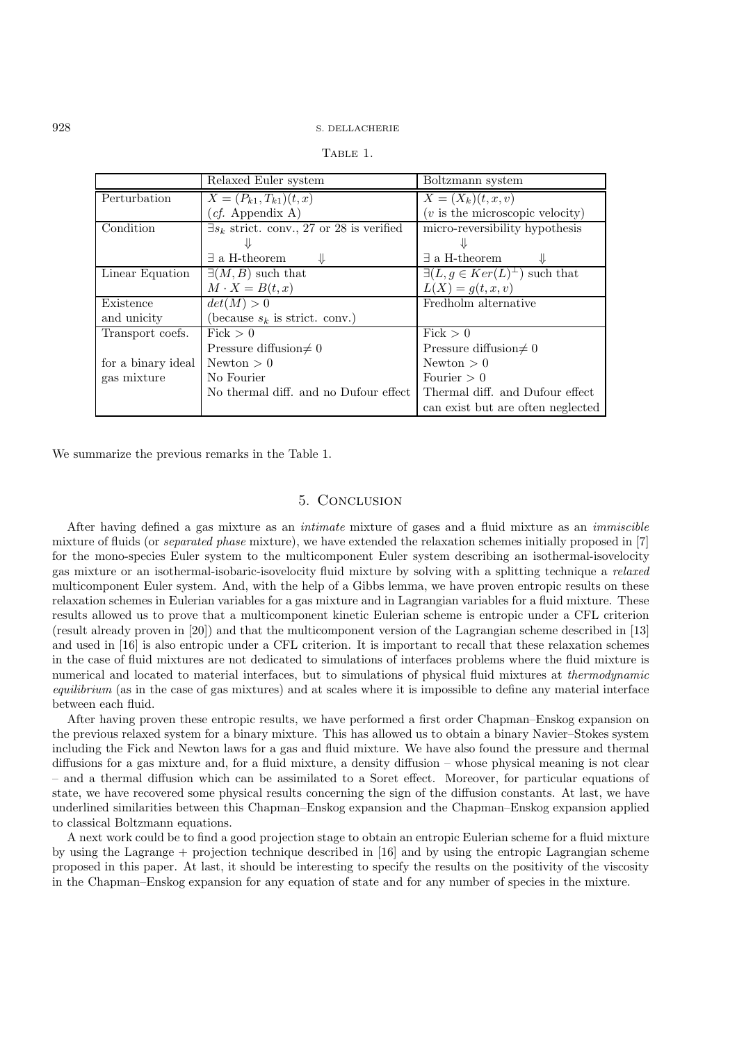Table 1.

| | Relaxed Euler system | Boltzmann system |
|---|---|---|
| Perturbation | $X = (P_{k1}, T_{k1})(t, x)$ | $X = (X_k)(t, x, v)$ |
| | (*cf.* Appendix A) | ($v$ is the microscopic velocity) |
| Condition | $\exists s_k$ strict. conv., 27 or 28 is verified | micro-reversibility hypothesis |
| | $\Downarrow$ | $\Downarrow$ |
| | $\exists$ a H-theorem $\quad\Downarrow$ | $\exists$ a H-theorem $\quad\Downarrow$ |
| Linear Equation | $\exists(M, B)$ such that | $\exists(L, g \in Ker(L)^{\perp})$ such that |
| | $M \cdot X = B(t, x)$ | $L(X) = g(t, x, v)$ |
| Existence | $det(M) > 0$ | Fredholm alternative |
| and unicity | (because $s_k$ is strict. conv.) | |
| Transport coefs. | Fick $> 0$ | Fick $> 0$ |
| | Pressure diffusion$\neq 0$ | Pressure diffusion$\neq 0$ |
| for a binary ideal | Newton $> 0$ | Newton $> 0$ |
| gas mixture | No Fourier | Fourier $> 0$ |
| | No thermal diff. and no Dufour effect | Thermal diff. and Dufour effect |
| | | can exist but are often neglected |

We summarize the previous remarks in the Table 1.

## 5. Conclusion

After having defined a gas mixture as an *intimate* mixture of gases and a fluid mixture as an *immiscible* mixture of fluids (or *separated phase* mixture), we have extended the relaxation schemes initially proposed in [7] for the mono-species Euler system to the multicomponent Euler system describing an isothermal-isovelocity gas mixture or an isothermal-isobaric-isovelocity fluid mixture by solving with a splitting technique a *relaxed* multicomponent Euler system. And, with the help of a Gibbs lemma, we have proven entropic results on these relaxation schemes in Eulerian variables for a gas mixture and in Lagrangian variables for a fluid mixture. These results allowed us to prove that a multicomponent kinetic Eulerian scheme is entropic under a CFL criterion (result already proven in [20]) and that the multicomponent version of the Lagrangian scheme described in [13] and used in [16] is also entropic under a CFL criterion. It is important to recall that these relaxation schemes in the case of fluid mixtures are not dedicated to simulations of interfaces problems where the fluid mixture is numerical and located to material interfaces, but to simulations of physical fluid mixtures at *thermodynamic equilibrium* (as in the case of gas mixtures) and at scales where it is impossible to define any material interface between each fluid.

After having proven these entropic results, we have performed a first order Chapman–Enskog expansion on the previous relaxed system for a binary mixture. This has allowed us to obtain a binary Navier–Stokes system including the Fick and Newton laws for a gas and fluid mixture. We have also found the pressure and thermal diffusions for a gas mixture and, for a fluid mixture, a density diffusion – whose physical meaning is not clear – and a thermal diffusion which can be assimilated to a Soret effect. Moreover, for particular equations of state, we have recovered some physical results concerning the sign of the diffusion constants. At last, we have underlined similarities between this Chapman–Enskog expansion and the Chapman–Enskog expansion applied to classical Boltzmann equations.

A next work could be to find a good projection stage to obtain an entropic Eulerian scheme for a fluid mixture by using the Lagrange + projection technique described in [16] and by using the entropic Lagrangian scheme proposed in this paper. At last, it should be interesting to specify the results on the positivity of the viscosity in the Chapman–Enskog expansion for any equation of state and for any number of species in the mixture.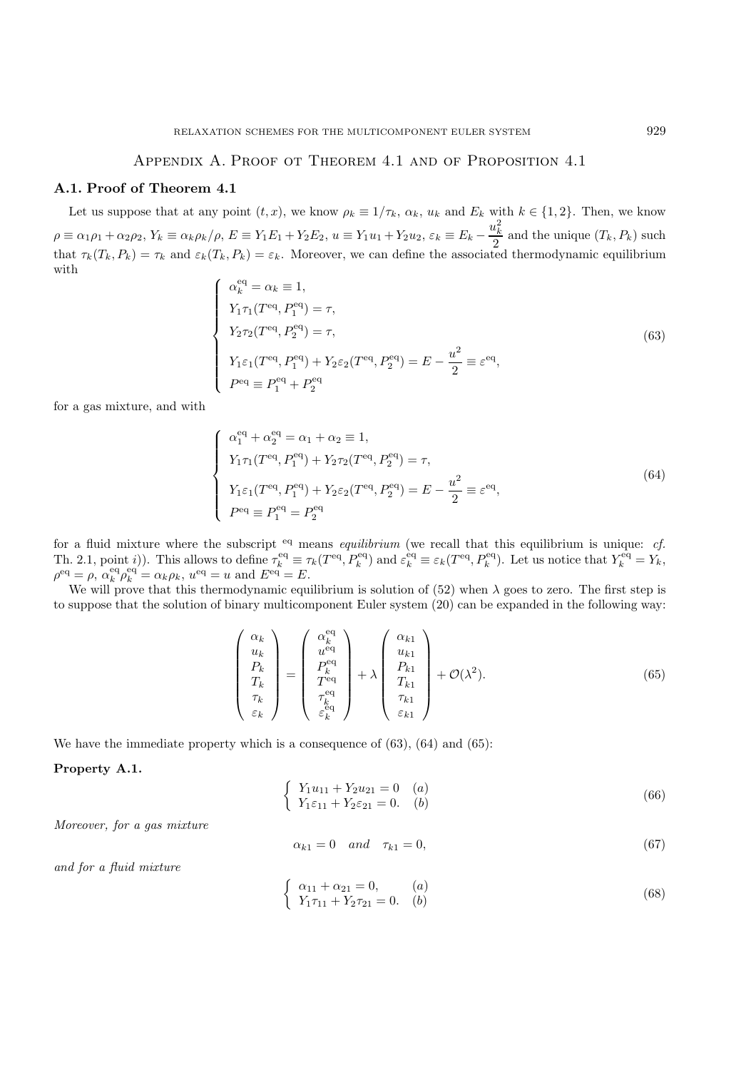## Appendix A. Proof ot Theorem 4.1 and of Proposition 4.1

### A.1. Proof of Theorem 4.1

Let us suppose that at any point $(t, x)$, we know $\rho_k \equiv 1/\tau_k$, $\alpha_k$, $u_k$ and $E_k$ with $k \in \{1, 2\}$. Then, we know $\rho \equiv \alpha_1\rho_1 + \alpha_2\rho_2$, $Y_k \equiv \alpha_k\rho_k/\rho$, $E \equiv Y_1E_1 + Y_2E_2$, $u \equiv Y_1u_1 + Y_2u_2$, $\varepsilon_k \equiv E_k - \dfrac{u_k^2}{2}$ and the unique $(T_k, P_k)$ such that $\tau_k(T_k, P_k) = \tau_k$ and $\varepsilon_k(T_k, P_k) = \varepsilon_k$. Moreover, we can define the associated thermodynamic equilibrium with

$$
\left\{
\begin{array}{l}
\alpha_k^{\text{eq}} = \alpha_k \equiv 1, \\
Y_1\tau_1(T^{\text{eq}}, P_1^{\text{eq}}) = \tau, \\
Y_2\tau_2(T^{\text{eq}}, P_2^{\text{eq}}) = \tau, \\
Y_1\varepsilon_1(T^{\text{eq}}, P_1^{\text{eq}}) + Y_2\varepsilon_2(T^{\text{eq}}, P_2^{\text{eq}}) = E - \dfrac{u^2}{2} \equiv \varepsilon^{\text{eq}}, \\
P^{\text{eq}} \equiv P_1^{\text{eq}} + P_2^{\text{eq}}
\end{array}
\right.
\tag{63}
$$

for a gas mixture, and with

$$
\left\{
\begin{array}{l}
\alpha_1^{\text{eq}} + \alpha_2^{\text{eq}} = \alpha_1 + \alpha_2 \equiv 1, \\
Y_1\tau_1(T^{\text{eq}}, P_1^{\text{eq}}) + Y_2\tau_2(T^{\text{eq}}, P_2^{\text{eq}}) = \tau, \\
Y_1\varepsilon_1(T^{\text{eq}}, P_1^{\text{eq}}) + Y_2\varepsilon_2(T^{\text{eq}}, P_2^{\text{eq}}) = E - \dfrac{u^2}{2} \equiv \varepsilon^{\text{eq}}, \\
P^{\text{eq}} \equiv P_1^{\text{eq}} = P_2^{\text{eq}}
\end{array}
\right.
\tag{64}
$$

for a fluid mixture where the subscript $^{\text{eq}}$ means *equilibrium* (we recall that this equilibrium is unique: *cf.* Th. 2.1, point *i*)). This allows to define $\tau_k^{\text{eq}} \equiv \tau_k(T^{\text{eq}}, P_k^{\text{eq}})$ and $\varepsilon_k^{\text{eq}} \equiv \varepsilon_k(T^{\text{eq}}, P_k^{\text{eq}})$. Let us notice that $Y_k^{\text{eq}} = Y_k$, $\rho^{\text{eq}} = \rho$, $\alpha_k^{\text{eq}}\rho_k^{\text{eq}} = \alpha_k\rho_k$, $u^{\text{eq}} = u$ and $E^{\text{eq}} = E$.

We will prove that this thermodynamic equilibrium is solution of (52) when $\lambda$ goes to zero. The first step is to suppose that the solution of binary multicomponent Euler system (20) can be expanded in the following way:

$$
\begin{pmatrix}
\alpha_k \\ u_k \\ P_k \\ T_k \\ \tau_k \\ \varepsilon_k
\end{pmatrix}
=
\begin{pmatrix}
\alpha_k^{\text{eq}} \\ u^{\text{eq}} \\ P_k^{\text{eq}} \\ T^{\text{eq}} \\ \tau_k^{\text{eq}} \\ \varepsilon_k^{\text{eq}}
\end{pmatrix}
+ \lambda
\begin{pmatrix}
\alpha_{k1} \\ u_{k1} \\ P_{k1} \\ T_{k1} \\ \tau_{k1} \\ \varepsilon_{k1}
\end{pmatrix}
+ \mathcal{O}(\lambda^2).
\tag{65}
$$

We have the immediate property which is a consequence of (63), (64) and (65):

**Property A.1.**

$$
\left\{
\begin{array}{ll}
Y_1u_{11} + Y_2u_{21} = 0 & (a) \\
Y_1\varepsilon_{11} + Y_2\varepsilon_{21} = 0. & (b)
\end{array}
\right.
\tag{66}
$$

*Moreover, for a gas mixture*

$$
\alpha_{k1} = 0 \quad \textit{and} \quad \tau_{k1} = 0,
\tag{67}
$$

*and for a fluid mixture*

$$
\left\{
\begin{array}{ll}
\alpha_{11} + \alpha_{21} = 0, & (a) \\
Y_1\tau_{11} + Y_2\tau_{21} = 0. & (b)
\end{array}
\right.
\tag{68}
$$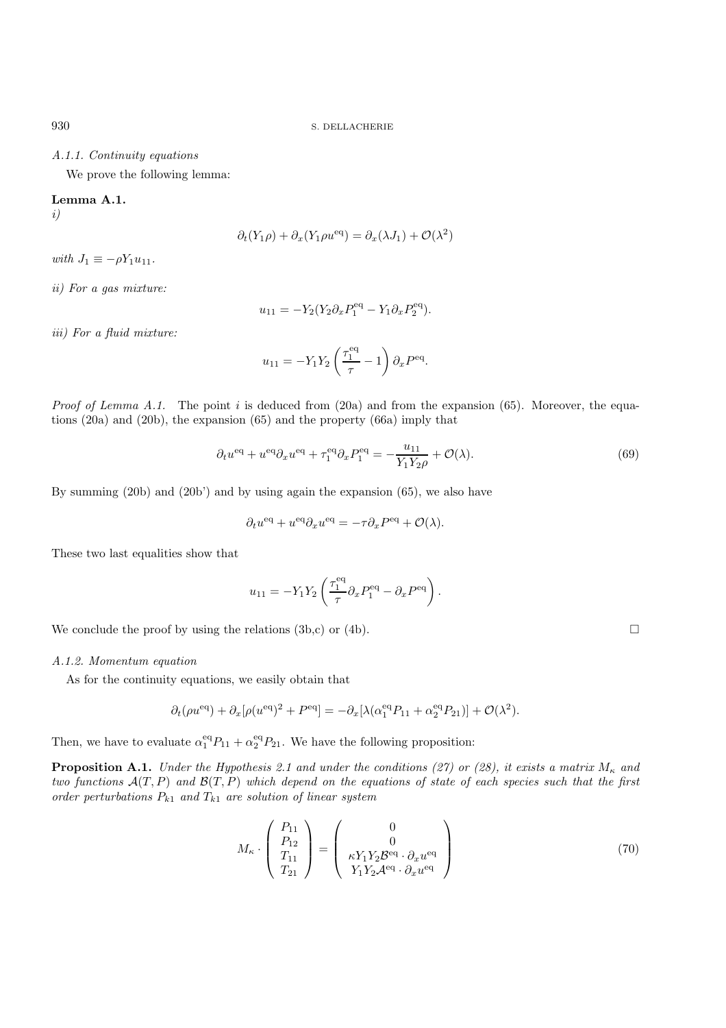*A.1.1. Continuity equations*

We prove the following lemma:

**Lemma A.1.**
*i)*

$$\partial_t(Y_1\rho) + \partial_x(Y_1\rho u^{\rm eq}) = \partial_x(\lambda J_1) + \mathcal{O}(\lambda^2)$$

*with* $J_1 \equiv -\rho Y_1 u_{11}$.

*ii) For a gas mixture:*

$$u_{11} = -Y_2(Y_2\partial_x P_1^{\rm eq} - Y_1\partial_x P_2^{\rm eq}).$$

*iii) For a fluid mixture:*

$$u_{11} = -Y_1 Y_2\left(\frac{\tau_1^{\rm eq}}{\tau} - 1\right)\partial_x P^{\rm eq}.$$

*Proof of Lemma A.1.* The point $i$ is deduced from (20a) and from the expansion (65). Moreover, the equations (20a) and (20b), the expansion (65) and the property (66a) imply that

$$\partial_t u^{\rm eq} + u^{\rm eq}\partial_x u^{\rm eq} + \tau_1^{\rm eq}\partial_x P_1^{\rm eq} = -\frac{u_{11}}{Y_1 Y_2 \rho} + \mathcal{O}(\lambda). \tag{69}$$

By summing (20b) and (20b') and by using again the expansion (65), we also have

$$\partial_t u^{\rm eq} + u^{\rm eq}\partial_x u^{\rm eq} = -\tau\partial_x P^{\rm eq} + \mathcal{O}(\lambda).$$

These two last equalities show that

$$u_{11} = -Y_1 Y_2\left(\frac{\tau_1^{\rm eq}}{\tau}\partial_x P_1^{\rm eq} - \partial_x P^{\rm eq}\right).$$

We conclude the proof by using the relations (3b,c) or (4b). □

*A.1.2. Momentum equation*

As for the continuity equations, we easily obtain that

$$\partial_t(\rho u^{\rm eq}) + \partial_x[\rho(u^{\rm eq})^2 + P^{\rm eq}] = -\partial_x[\lambda(\alpha_1^{\rm eq}P_{11} + \alpha_2^{\rm eq}P_{21})] + \mathcal{O}(\lambda^2).$$

Then, we have to evaluate $\alpha_1^{\rm eq}P_{11} + \alpha_2^{\rm eq}P_{21}$. We have the following proposition:

**Proposition A.1.** *Under the Hypothesis 2.1 and under the conditions (27) or (28), it exists a matrix $M_\kappa$ and two functions $\mathcal{A}(T,P)$ and $\mathcal{B}(T,P)$ which depend on the equations of state of each species such that the first order perturbations $P_{k1}$ and $T_{k1}$ are solution of linear system*

$$M_\kappa \cdot \begin{pmatrix} P_{11} \\ P_{12} \\ T_{11} \\ T_{21} \end{pmatrix} = \begin{pmatrix} 0 \\ 0 \\ \kappa Y_1 Y_2 \mathcal{B}^{\rm eq}\cdot\partial_x u^{\rm eq} \\ Y_1 Y_2 \mathcal{A}^{\rm eq}\cdot\partial_x u^{\rm eq} \end{pmatrix} \tag{70}$$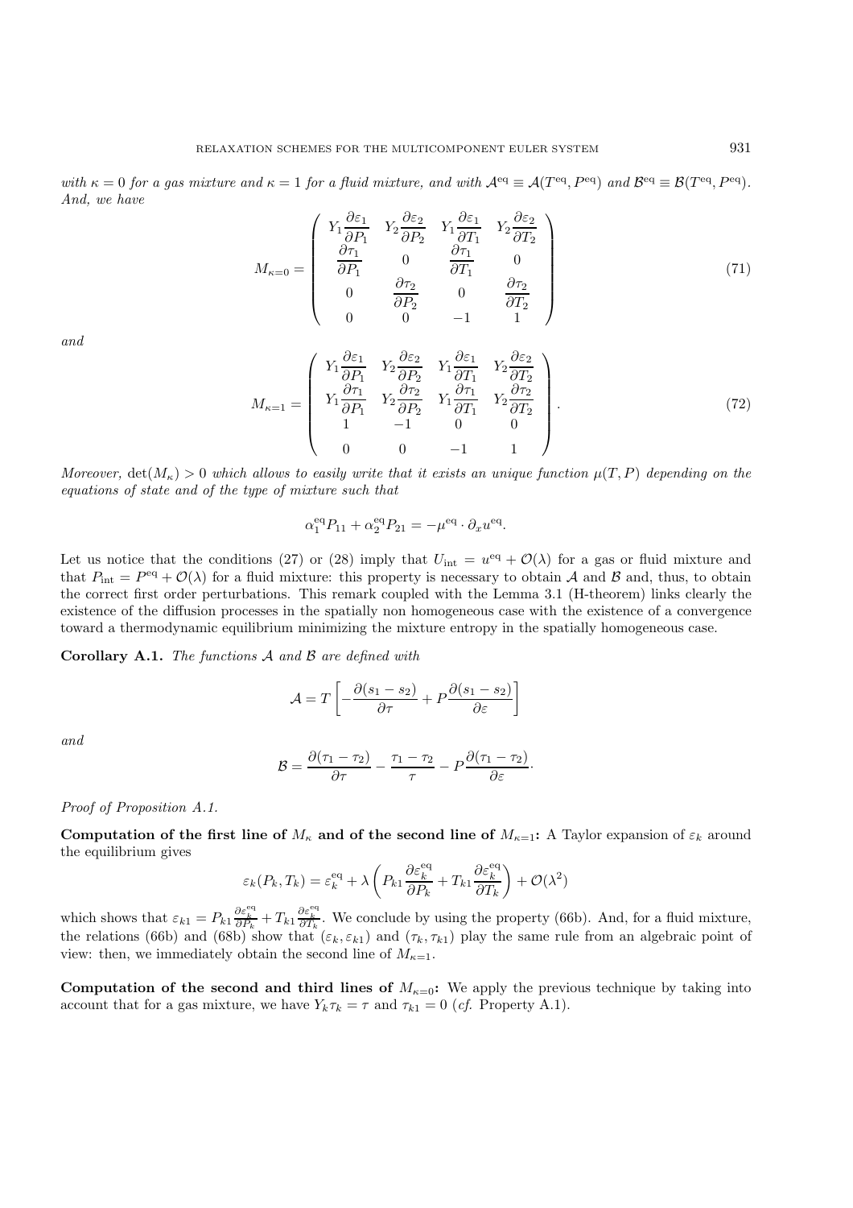*with $\kappa = 0$ for a gas mixture and $\kappa = 1$ for a fluid mixture, and with $\mathcal{A}^{\rm eq} \equiv \mathcal{A}(T^{\rm eq}, P^{\rm eq})$ and $\mathcal{B}^{\rm eq} \equiv \mathcal{B}(T^{\rm eq}, P^{\rm eq})$. And, we have*

$$
M_{\kappa=0} = \begin{pmatrix} Y_1 \dfrac{\partial \varepsilon_1}{\partial P_1} & Y_2 \dfrac{\partial \varepsilon_2}{\partial P_2} & Y_1 \dfrac{\partial \varepsilon_1}{\partial T_1} & Y_2 \dfrac{\partial \varepsilon_2}{\partial T_2} \\ \dfrac{\partial \tau_1}{\partial P_1} & 0 & \dfrac{\partial \tau_1}{\partial T_1} & 0 \\ 0 & \dfrac{\partial \tau_2}{\partial P_2} & 0 & \dfrac{\partial \tau_2}{\partial T_2} \\ 0 & 0 & -1 & 1 \end{pmatrix} \tag{71}
$$

*and*

$$
M_{\kappa=1} = \begin{pmatrix} Y_1 \dfrac{\partial \varepsilon_1}{\partial P_1} & Y_2 \dfrac{\partial \varepsilon_2}{\partial P_2} & Y_1 \dfrac{\partial \varepsilon_1}{\partial T_1} & Y_2 \dfrac{\partial \varepsilon_2}{\partial T_2} \\ Y_1 \dfrac{\partial \tau_1}{\partial P_1} & Y_2 \dfrac{\partial \tau_2}{\partial P_2} & Y_1 \dfrac{\partial \tau_1}{\partial T_1} & Y_2 \dfrac{\partial \tau_2}{\partial T_2} \\ 1 & -1 & 0 & 0 \\ 0 & 0 & -1 & 1 \end{pmatrix}. \tag{72}
$$

*Moreover, $\det(M_\kappa) > 0$ which allows to easily write that it exists an unique function $\mu(T, P)$ depending on the equations of state and of the type of mixture such that*

$$
\alpha_1^{\rm eq} P_{11} + \alpha_2^{\rm eq} P_{21} = -\mu^{\rm eq} \cdot \partial_x u^{\rm eq}.
$$

Let us notice that the conditions (27) or (28) imply that $U_{\rm int} = u^{\rm eq} + \mathcal{O}(\lambda)$ for a gas or fluid mixture and that $P_{\rm int} = P^{\rm eq} + \mathcal{O}(\lambda)$ for a fluid mixture: this property is necessary to obtain $\mathcal{A}$ and $\mathcal{B}$ and, thus, to obtain the correct first order perturbations. This remark coupled with the Lemma 3.1 (H-theorem) links clearly the existence of the diffusion processes in the spatially non homogeneous case with the existence of a convergence toward a thermodynamic equilibrium minimizing the mixture entropy in the spatially homogeneous case.

**Corollary A.1.** *The functions $\mathcal{A}$ and $\mathcal{B}$ are defined with*

$$
\mathcal{A} = T \left[ -\frac{\partial (s_1 - s_2)}{\partial \tau} + P \frac{\partial (s_1 - s_2)}{\partial \varepsilon} \right]
$$

*and*

$$
\mathcal{B} = \frac{\partial (\tau_1 - \tau_2)}{\partial \tau} - \frac{\tau_1 - \tau_2}{\tau} - P \frac{\partial (\tau_1 - \tau_2)}{\partial \varepsilon}.
$$

*Proof of Proposition A.1.*

**Computation of the first line of $M_\kappa$ and of the second line of $M_{\kappa=1}$:** A Taylor expansion of $\varepsilon_k$ around the equilibrium gives

$$
\varepsilon_k(P_k, T_k) = \varepsilon_k^{\rm eq} + \lambda \left( P_{k1} \frac{\partial \varepsilon_k^{\rm eq}}{\partial P_k} + T_{k1} \frac{\partial \varepsilon_k^{\rm eq}}{\partial T_k} \right) + \mathcal{O}(\lambda^2)
$$

which shows that $\varepsilon_{k1} = P_{k1} \frac{\partial \varepsilon_k^{\rm eq}}{\partial P_k} + T_{k1} \frac{\partial \varepsilon_k^{\rm eq}}{\partial T_k}$. We conclude by using the property (66b). And, for a fluid mixture, the relations (66b) and (68b) show that $(\varepsilon_k, \varepsilon_{k1})$ and $(\tau_k, \tau_{k1})$ play the same rule from an algebraic point of view: then, we immediately obtain the second line of $M_{\kappa=1}$.

**Computation of the second and third lines of $M_{\kappa=0}$:** We apply the previous technique by taking into account that for a gas mixture, we have $Y_k \tau_k = \tau$ and $\tau_{k1} = 0$ (*cf.* Property A.1).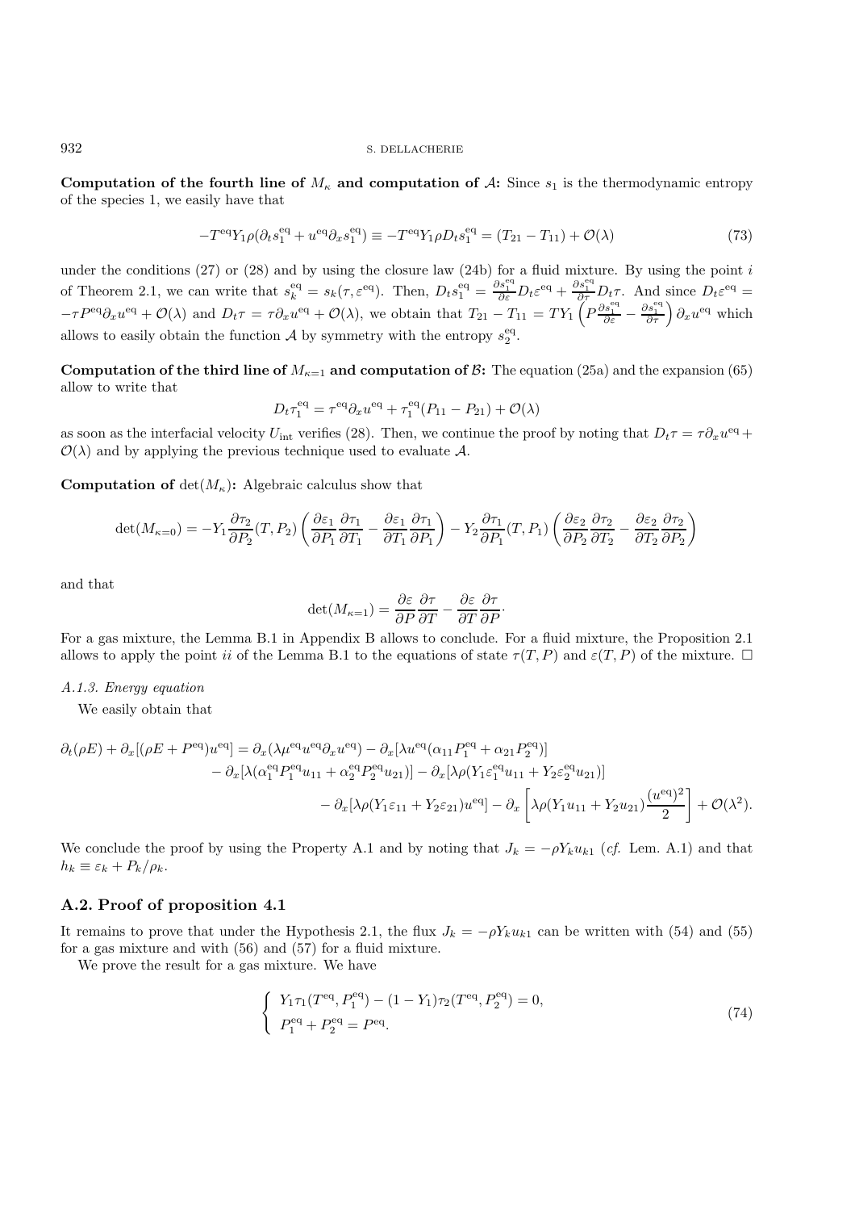**Computation of the fourth line of $M_\kappa$ and computation of $\mathcal{A}$:** Since $s_1$ is the thermodynamic entropy of the species 1, we easily have that

$$-T^{\text{eq}}Y_1\rho(\partial_t s_1^{\text{eq}} + u^{\text{eq}}\partial_x s_1^{\text{eq}}) \equiv -T^{\text{eq}}Y_1\rho D_t s_1^{\text{eq}} = (T_{21} - T_{11}) + \mathcal{O}(\lambda) \tag{73}$$

under the conditions (27) or (28) and by using the closure law (24b) for a fluid mixture. By using the point $i$ of Theorem 2.1, we can write that $s_k^{\text{eq}} = s_k(\tau, \varepsilon^{\text{eq}})$. Then, $D_t s_1^{\text{eq}} = \frac{\partial s_1^{\text{eq}}}{\partial \varepsilon} D_t \varepsilon^{\text{eq}} + \frac{\partial s_1^{\text{eq}}}{\partial \tau} D_t \tau$. And since $D_t \varepsilon^{\text{eq}} = -\tau P^{\text{eq}}\partial_x u^{\text{eq}} + \mathcal{O}(\lambda)$ and $D_t \tau = \tau \partial_x u^{\text{eq}} + \mathcal{O}(\lambda)$, we obtain that $T_{21} - T_{11} = TY_1\left(P\frac{\partial s_1^{\text{eq}}}{\partial \varepsilon} - \frac{\partial s_1^{\text{eq}}}{\partial \tau}\right)\partial_x u^{\text{eq}}$ which allows to easily obtain the function $\mathcal{A}$ by symmetry with the entropy $s_2^{\text{eq}}$.

**Computation of the third line of $M_{\kappa=1}$ and computation of $\mathcal{B}$:** The equation (25a) and the expansion (65) allow to write that

$$D_t \tau_1^{\text{eq}} = \tau^{\text{eq}}\partial_x u^{\text{eq}} + \tau_1^{\text{eq}}(P_{11} - P_{21}) + \mathcal{O}(\lambda)$$

as soon as the interfacial velocity $U_{\text{int}}$ verifies (28). Then, we continue the proof by noting that $D_t \tau = \tau \partial_x u^{\text{eq}} + \mathcal{O}(\lambda)$ and by applying the previous technique used to evaluate $\mathcal{A}$.

**Computation of** $\det(M_\kappa)$**:** Algebraic calculus show that

$$\det(M_{\kappa=0}) = -Y_1\frac{\partial \tau_2}{\partial P_2}(T, P_2)\left(\frac{\partial \varepsilon_1}{\partial P_1}\frac{\partial \tau_1}{\partial T_1} - \frac{\partial \varepsilon_1}{\partial T_1}\frac{\partial \tau_1}{\partial P_1}\right) - Y_2\frac{\partial \tau_1}{\partial P_1}(T, P_1)\left(\frac{\partial \varepsilon_2}{\partial P_2}\frac{\partial \tau_2}{\partial T_2} - \frac{\partial \varepsilon_2}{\partial T_2}\frac{\partial \tau_2}{\partial P_2}\right)$$

and that

$$\det(M_{\kappa=1}) = \frac{\partial \varepsilon}{\partial P}\frac{\partial \tau}{\partial T} - \frac{\partial \varepsilon}{\partial T}\frac{\partial \tau}{\partial P}\cdot$$

For a gas mixture, the Lemma B.1 in Appendix B allows to conclude. For a fluid mixture, the Proposition 2.1 allows to apply the point $ii$ of the Lemma B.1 to the equations of state $\tau(T, P)$ and $\varepsilon(T, P)$ of the mixture. $\square$

*A.1.3. Energy equation*

We easily obtain that

$$\begin{aligned}
\partial_t(\rho E) + \partial_x[(\rho E + P^{\text{eq}})u^{\text{eq}}] = \partial_x(\lambda\mu^{\text{eq}}u^{\text{eq}}\partial_x u^{\text{eq}}) - \partial_x[\lambda u^{\text{eq}}(\alpha_{11}P_1^{\text{eq}} + \alpha_{21}P_2^{\text{eq}})] \\
- \partial_x[\lambda(\alpha_1^{\text{eq}}P_1^{\text{eq}}u_{11} + \alpha_2^{\text{eq}}P_2^{\text{eq}}u_{21})] - \partial_x[\lambda\rho(Y_1\varepsilon_1^{\text{eq}}u_{11} + Y_2\varepsilon_2^{\text{eq}}u_{21})] \\
- \partial_x[\lambda\rho(Y_1\varepsilon_{11} + Y_2\varepsilon_{21})u^{\text{eq}}] - \partial_x\left[\lambda\rho(Y_1u_{11} + Y_2u_{21})\frac{(u^{\text{eq}})^2}{2}\right] + \mathcal{O}(\lambda^2).
\end{aligned}$$

We conclude the proof by using the Property A.1 and by noting that $J_k = -\rho Y_k u_{k1}$ (*cf.* Lem. A.1) and that $h_k \equiv \varepsilon_k + P_k/\rho_k$.

## A.2. Proof of proposition 4.1

It remains to prove that under the Hypothesis 2.1, the flux $J_k = -\rho Y_k u_{k1}$ can be written with (54) and (55) for a gas mixture and with (56) and (57) for a fluid mixture.

We prove the result for a gas mixture. We have

$$\begin{cases} Y_1\tau_1(T^{\text{eq}}, P_1^{\text{eq}}) - (1 - Y_1)\tau_2(T^{\text{eq}}, P_2^{\text{eq}}) = 0, \\ P_1^{\text{eq}} + P_2^{\text{eq}} = P^{\text{eq}}. \end{cases} \tag{74}$$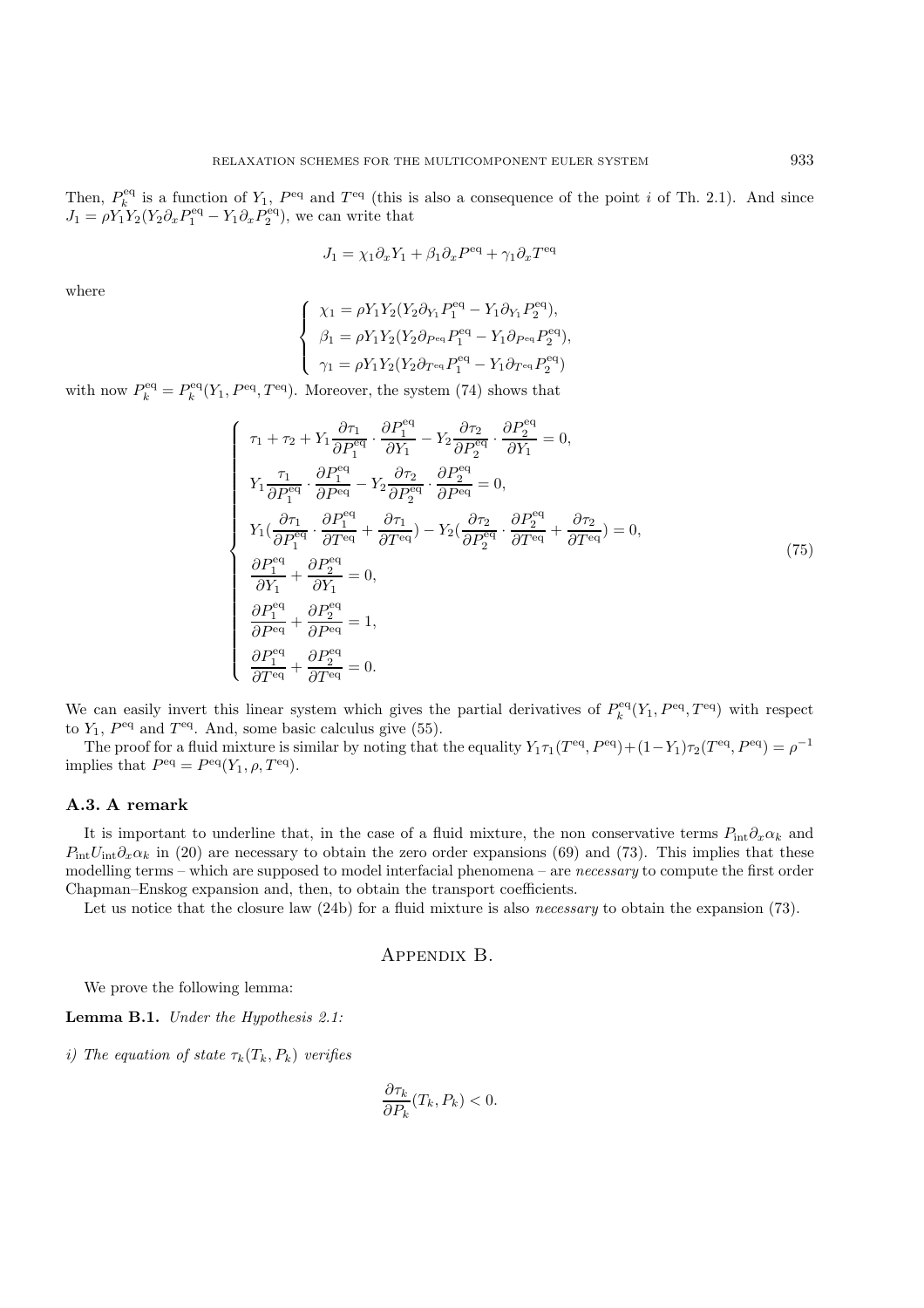Then, $P_k^{\rm eq}$ is a function of $Y_1$, $P^{\rm eq}$ and $T^{\rm eq}$ (this is also a consequence of the point $i$ of Th. 2.1). And since $J_1 = \rho Y_1 Y_2 (Y_2 \partial_x P_1^{\rm eq} - Y_1 \partial_x P_2^{\rm eq})$, we can write that

$$
J_1 = \chi_1 \partial_x Y_1 + \beta_1 \partial_x P^{\rm eq} + \gamma_1 \partial_x T^{\rm eq}
$$

where

$$
\left\{
\begin{array}{l}
\chi_1 = \rho Y_1 Y_2 (Y_2 \partial_{Y_1} P_1^{\rm eq} - Y_1 \partial_{Y_1} P_2^{\rm eq}),\\
\beta_1 = \rho Y_1 Y_2 (Y_2 \partial_{P^{\rm eq}} P_1^{\rm eq} - Y_1 \partial_{P^{\rm eq}} P_2^{\rm eq}),\\
\gamma_1 = \rho Y_1 Y_2 (Y_2 \partial_{T^{\rm eq}} P_1^{\rm eq} - Y_1 \partial_{T^{\rm eq}} P_2^{\rm eq})
\end{array}
\right.
$$

with now $P_k^{\rm eq} = P_k^{\rm eq}(Y_1, P^{\rm eq}, T^{\rm eq})$. Moreover, the system (74) shows that

$$
\left\{
\begin{array}{l}
\tau_1 + \tau_2 + Y_1 \dfrac{\partial \tau_1}{\partial P_1^{\rm eq}} \cdot \dfrac{\partial P_1^{\rm eq}}{\partial Y_1} - Y_2 \dfrac{\partial \tau_2}{\partial P_2^{\rm eq}} \cdot \dfrac{\partial P_2^{\rm eq}}{\partial Y_1} = 0,\\[2mm]
Y_1 \dfrac{\tau_1}{\partial P_1^{\rm eq}} \cdot \dfrac{\partial P_1^{\rm eq}}{\partial P^{\rm eq}} - Y_2 \dfrac{\partial \tau_2}{\partial P_2^{\rm eq}} \cdot \dfrac{\partial P_2^{\rm eq}}{\partial P^{\rm eq}} = 0,\\[2mm]
Y_1 (\dfrac{\partial \tau_1}{\partial P_1^{\rm eq}} \cdot \dfrac{\partial P_1^{\rm eq}}{\partial T^{\rm eq}} + \dfrac{\partial \tau_1}{\partial T^{\rm eq}}) - Y_2 (\dfrac{\partial \tau_2}{\partial P_2^{\rm eq}} \cdot \dfrac{\partial P_2^{\rm eq}}{\partial T^{\rm eq}} + \dfrac{\partial \tau_2}{\partial T^{\rm eq}}) = 0,\\[2mm]
\dfrac{\partial P_1^{\rm eq}}{\partial Y_1} + \dfrac{\partial P_2^{\rm eq}}{\partial Y_1} = 0,\\[2mm]
\dfrac{\partial P_1^{\rm eq}}{\partial P^{\rm eq}} + \dfrac{\partial P_2^{\rm eq}}{\partial P^{\rm eq}} = 1,\\[2mm]
\dfrac{\partial P_1^{\rm eq}}{\partial T^{\rm eq}} + \dfrac{\partial P_2^{\rm eq}}{\partial T^{\rm eq}} = 0.
\end{array}
\right.
\tag{75}
$$

We can easily invert this linear system which gives the partial derivatives of $P_k^{\rm eq}(Y_1, P^{\rm eq}, T^{\rm eq})$ with respect to $Y_1$, $P^{\rm eq}$ and $T^{\rm eq}$. And, some basic calculus give (55).

The proof for a fluid mixture is similar by noting that the equality $Y_1 \tau_1(T^{\rm eq}, P^{\rm eq}) + (1 - Y_1) \tau_2(T^{\rm eq}, P^{\rm eq}) = \rho^{-1}$ implies that $P^{\rm eq} = P^{\rm eq}(Y_1, \rho, T^{\rm eq})$.

### A.3. A remark

It is important to underline that, in the case of a fluid mixture, the non conservative terms $P_{\rm int} \partial_x \alpha_k$ and $P_{\rm int} U_{\rm int} \partial_x \alpha_k$ in (20) are necessary to obtain the zero order expansions (69) and (73). This implies that these modelling terms – which are supposed to model interfacial phenomena – are *necessary* to compute the first order Chapman–Enskog expansion and, then, to obtain the transport coefficients.

Let us notice that the closure law (24b) for a fluid mixture is also *necessary* to obtain the expansion (73).

## Appendix B.

We prove the following lemma:

**Lemma B.1.** *Under the Hypothesis 2.1:*

*i) The equation of state $\tau_k(T_k, P_k)$ verifies*

$$
\frac{\partial \tau_k}{\partial P_k}(T_k, P_k) < 0.
$$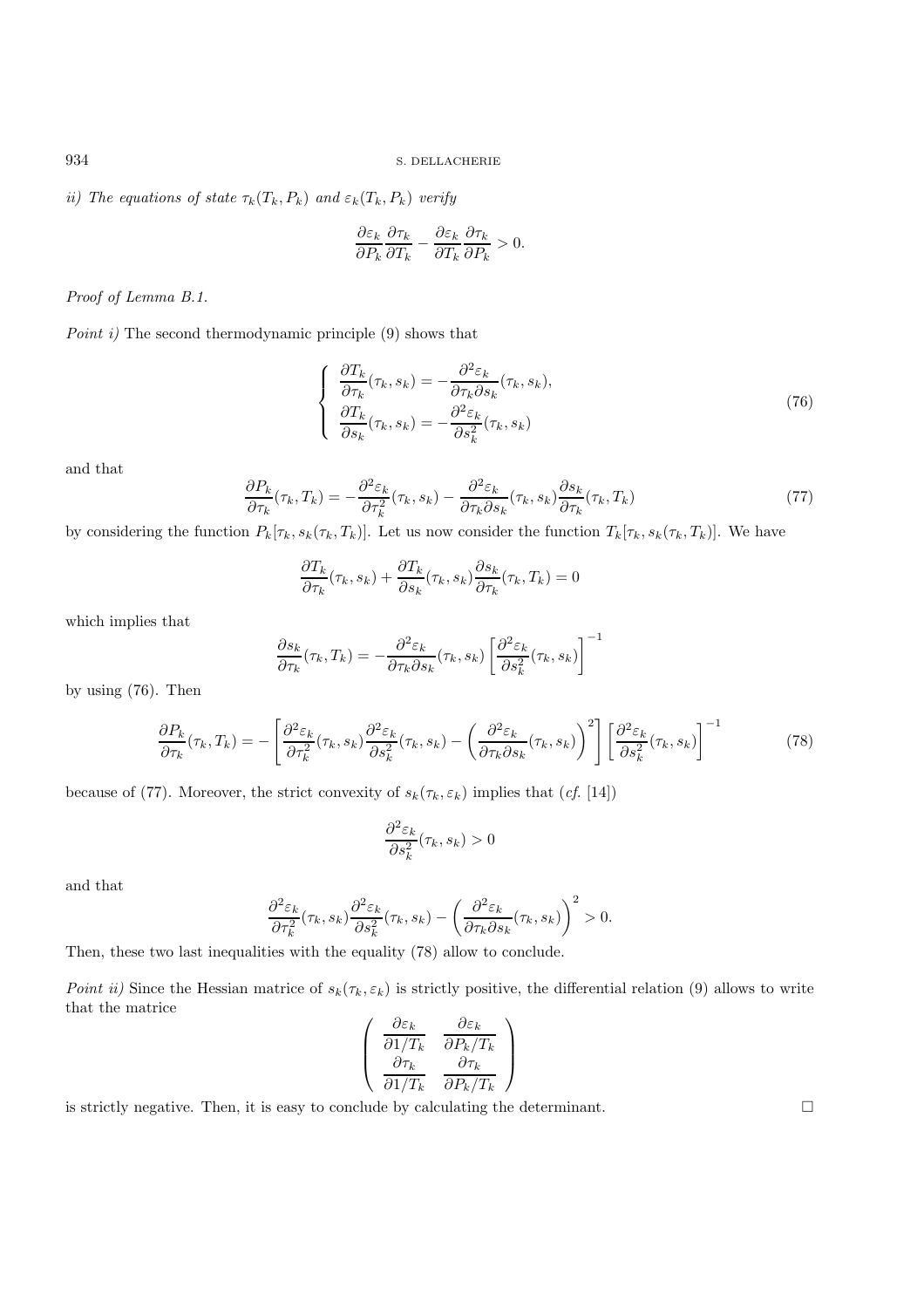*ii) The equations of state $\tau_k(T_k, P_k)$ and $\varepsilon_k(T_k, P_k)$ verify*

$$\frac{\partial \varepsilon_k}{\partial P_k}\frac{\partial \tau_k}{\partial T_k} - \frac{\partial \varepsilon_k}{\partial T_k}\frac{\partial \tau_k}{\partial P_k} > 0.$$

*Proof of Lemma B.1.*

*Point i)* The second thermodynamic principle (9) shows that

$$\begin{cases} \dfrac{\partial T_k}{\partial \tau_k}(\tau_k, s_k) = -\dfrac{\partial^2 \varepsilon_k}{\partial \tau_k \partial s_k}(\tau_k, s_k), \\ \dfrac{\partial T_k}{\partial s_k}(\tau_k, s_k) = -\dfrac{\partial^2 \varepsilon_k}{\partial s_k^2}(\tau_k, s_k) \end{cases} \tag{76}$$

and that

$$\frac{\partial P_k}{\partial \tau_k}(\tau_k, T_k) = -\frac{\partial^2 \varepsilon_k}{\partial \tau_k^2}(\tau_k, s_k) - \frac{\partial^2 \varepsilon_k}{\partial \tau_k \partial s_k}(\tau_k, s_k)\frac{\partial s_k}{\partial \tau_k}(\tau_k, T_k) \tag{77}$$

by considering the function $P_k[\tau_k, s_k(\tau_k, T_k)]$. Let us now consider the function $T_k[\tau_k, s_k(\tau_k, T_k)]$. We have

$$\frac{\partial T_k}{\partial \tau_k}(\tau_k, s_k) + \frac{\partial T_k}{\partial s_k}(\tau_k, s_k)\frac{\partial s_k}{\partial \tau_k}(\tau_k, T_k) = 0$$

which implies that

$$\frac{\partial s_k}{\partial \tau_k}(\tau_k, T_k) = -\frac{\partial^2 \varepsilon_k}{\partial \tau_k \partial s_k}(\tau_k, s_k)\left[\frac{\partial^2 \varepsilon_k}{\partial s_k^2}(\tau_k, s_k)\right]^{-1}$$

by using (76). Then

$$\frac{\partial P_k}{\partial \tau_k}(\tau_k, T_k) = -\left[\frac{\partial^2 \varepsilon_k}{\partial \tau_k^2}(\tau_k, s_k)\frac{\partial^2 \varepsilon_k}{\partial s_k^2}(\tau_k, s_k) - \left(\frac{\partial^2 \varepsilon_k}{\partial \tau_k \partial s_k}(\tau_k, s_k)\right)^2\right]\left[\frac{\partial^2 \varepsilon_k}{\partial s_k^2}(\tau_k, s_k)\right]^{-1} \tag{78}$$

because of (77). Moreover, the strict convexity of $s_k(\tau_k, \varepsilon_k)$ implies that (*cf.* [14])

$$\frac{\partial^2 \varepsilon_k}{\partial s_k^2}(\tau_k, s_k) > 0$$

and that

$$\frac{\partial^2 \varepsilon_k}{\partial \tau_k^2}(\tau_k, s_k)\frac{\partial^2 \varepsilon_k}{\partial s_k^2}(\tau_k, s_k) - \left(\frac{\partial^2 \varepsilon_k}{\partial \tau_k \partial s_k}(\tau_k, s_k)\right)^2 > 0.$$

Then, these two last inequalities with the equality (78) allow to conclude.

*Point ii)* Since the Hessian matrice of $s_k(\tau_k, \varepsilon_k)$ is strictly positive, the differential relation (9) allows to write that the matrice

$$\begin{pmatrix} \dfrac{\partial \varepsilon_k}{\partial 1/T_k} & \dfrac{\partial \varepsilon_k}{\partial P_k/T_k} \\ \dfrac{\partial \tau_k}{\partial 1/T_k} & \dfrac{\partial \tau_k}{\partial P_k/T_k} \end{pmatrix}$$

is strictly negative. Then, it is easy to conclude by calculating the determinant. □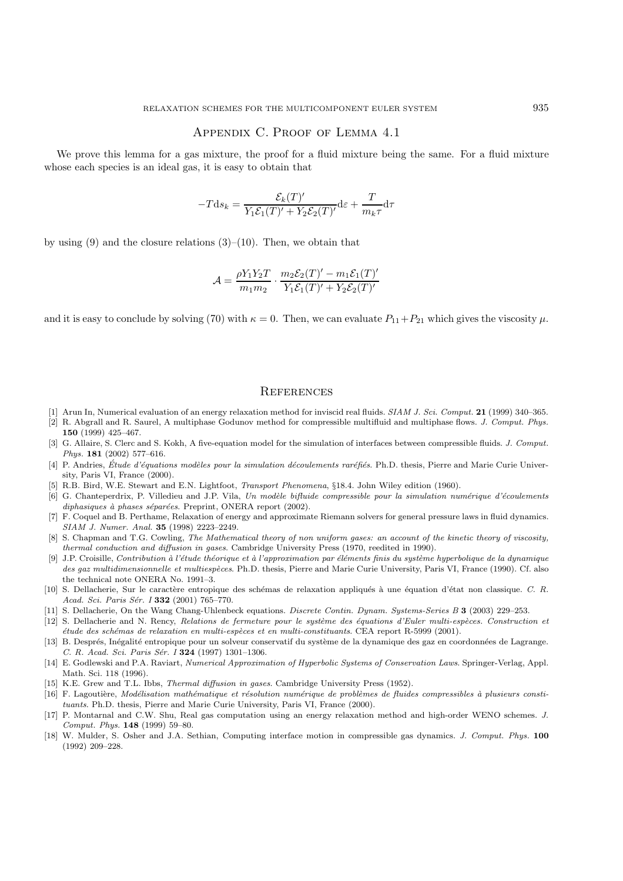## Appendix C. Proof of Lemma 4.1

We prove this lemma for a gas mixture, the proof for a fluid mixture being the same. For a fluid mixture whose each species is an ideal gas, it is easy to obtain that

$$-T\mathrm{d}s_k = \frac{\mathcal{E}_k(T)'}{Y_1\mathcal{E}_1(T)' + Y_2\mathcal{E}_2(T)'}\mathrm{d}\varepsilon + \frac{T}{m_k\tau}\mathrm{d}\tau$$

by using (9) and the closure relations (3)–(10). Then, we obtain that

$$\mathcal{A} = \frac{\rho Y_1 Y_2 T}{m_1 m_2} \cdot \frac{m_2\mathcal{E}_2(T)' - m_1\mathcal{E}_1(T)'}{Y_1\mathcal{E}_1(T)' + Y_2\mathcal{E}_2(T)'}$$

and it is easy to conclude by solving (70) with $\kappa = 0$. Then, we can evaluate $P_{11}+P_{21}$ which gives the viscosity $\mu$.

## References

[1] Arun In, Numerical evaluation of an energy relaxation method for inviscid real fluids. *SIAM J. Sci. Comput.* **21** (1999) 340–365.

[2] R. Abgrall and R. Saurel, A multiphase Godunov method for compressible multifluid and multiphase flows. *J. Comput. Phys.* **150** (1999) 425–467.

[3] G. Allaire, S. Clerc and S. Kokh, A five-equation model for the simulation of interfaces between compressible fluids. *J. Comput. Phys.* **181** (2002) 577–616.

[4] P. Andries, *Étude d'équations modèles pour la simulation découlements raréfiés*. Ph.D. thesis, Pierre and Marie Curie University, Paris VI, France (2000).

[5] R.B. Bird, W.E. Stewart and E.N. Lightfoot, *Transport Phenomena*, §18.4. John Wiley edition (1960).

[6] G. Chanteperdrix, P. Villedieu and J.P. Vila, *Un modèle bifluide compressible pour la simulation numérique d'écoulements diphasiques à phases séparées*. Preprint, ONERA report (2002).

[7] F. Coquel and B. Perthame, Relaxation of energy and approximate Riemann solvers for general pressure laws in fluid dynamics. *SIAM J. Numer. Anal.* **35** (1998) 2223–2249.

[8] S. Chapman and T.G. Cowling, *The Mathematical theory of non uniform gases: an account of the kinetic theory of viscosity, thermal conduction and diffusion in gases*. Cambridge University Press (1970, reedited in 1990).

[9] J.P. Croisille, *Contribution à l'étude théorique et à l'approximation par éléments finis du système hyperbolique de la dynamique des gaz multidimensionnelle et multiespèces*. Ph.D. thesis, Pierre and Marie Curie University, Paris VI, France (1990). Cf. also the technical note ONERA No. 1991–3.

[10] S. Dellacherie, Sur le caractère entropique des schémas de relaxation appliqués à une équation d'état non classique. *C. R. Acad. Sci. Paris Sér. I* **332** (2001) 765–770.

[11] S. Dellacherie, On the Wang Chang-Uhlenbeck equations. *Discrete Contin. Dynam. Systems-Series B* **3** (2003) 229–253.

[12] S. Dellacherie and N. Rency, *Relations de fermeture pour le système des équations d'Euler multi-espèces. Construction et étude des schémas de relaxation en multi-espèces et en multi-constituants*. CEA report R-5999 (2001).

[13] B. Després, Inégalité entropique pour un solveur conservatif du système de la dynamique des gaz en coordonnées de Lagrange. *C. R. Acad. Sci. Paris Sér. I* **324** (1997) 1301–1306.

[14] E. Godlewski and P.A. Raviart, *Numerical Approximation of Hyperbolic Systems of Conservation Laws*. Springer-Verlag, Appl. Math. Sci. 118 (1996).

[15] K.E. Grew and T.L. Ibbs, *Thermal diffusion in gases*. Cambridge University Press (1952).

[16] F. Lagoutière, *Modélisation mathématique et résolution numérique de problèmes de fluides compressibles à plusieurs constituants*. Ph.D. thesis, Pierre and Marie Curie University, Paris VI, France (2000).

[17] P. Montarnal and C.W. Shu, Real gas computation using an energy relaxation method and high-order WENO schemes. *J. Comput. Phys.* **148** (1999) 59–80.

[18] W. Mulder, S. Osher and J.A. Sethian, Computing interface motion in compressible gas dynamics. *J. Comput. Phys.* **100** (1992) 209–228.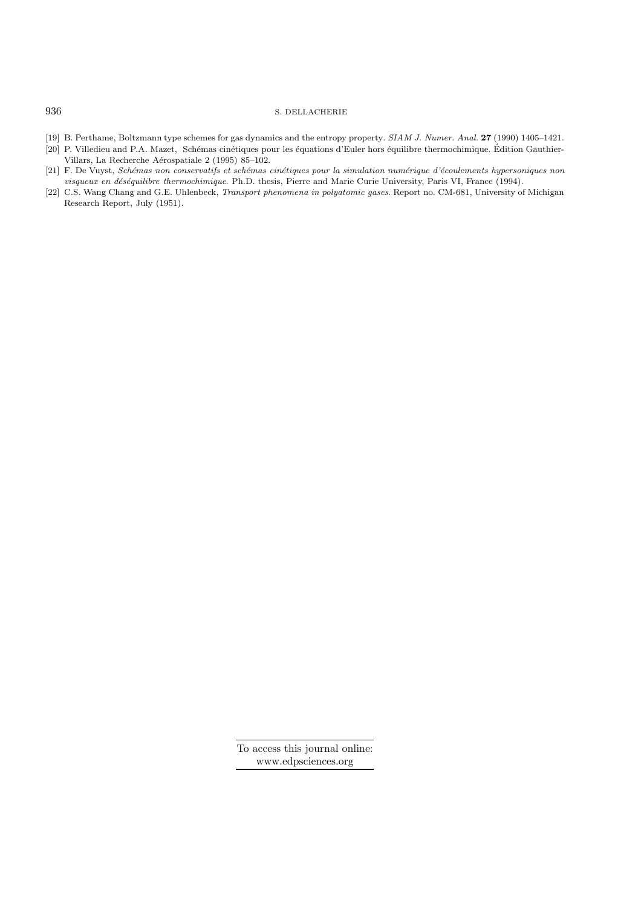[19] B. Perthame, Boltzmann type schemes for gas dynamics and the entropy property. *SIAM J. Numer. Anal.* **27** (1990) 1405–1421.

[20] P. Villedieu and P.A. Mazet, Schémas cinétiques pour les équations d'Euler hors équilibre thermochimique. Édition Gauthier-Villars, La Recherche Aérospatiale 2 (1995) 85–102.

[21] F. De Vuyst, *Schémas non conservatifs et schémas cinétiques pour la simulation numérique d'écoulements hypersoniques non visqueux en déséquilibre thermochimique*. Ph.D. thesis, Pierre and Marie Curie University, Paris VI, France (1994).

[22] C.S. Wang Chang and G.E. Uhlenbeck, *Transport phenomena in polyatomic gases*. Report no. CM-681, University of Michigan Research Report, July (1951).

To access this journal online:
www.edpsciences.org